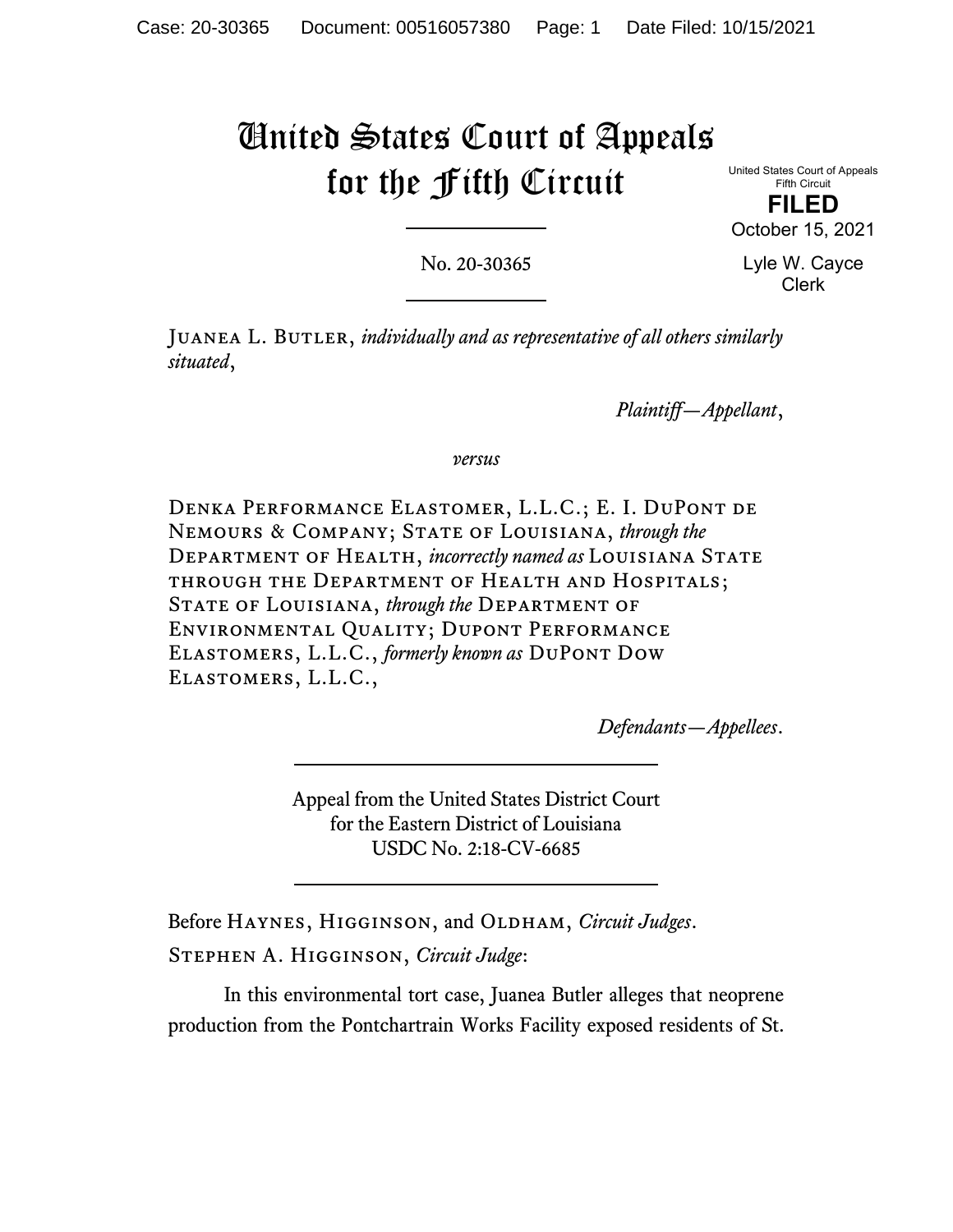# United States Court of Appeals for the Fifth Circuit

United States Court of Appeals
Fifth Circuit

**FILED**

October 15, 2021

Lyle W. Cayce
Clerk

No. 20-30365

JUANEA L. BUTLER, *individually and as representative of all others similarly situated*,

*Plaintiff—Appellant*,

*versus*

DENKA PERFORMANCE ELASTOMER, L.L.C.; E. I. DUPONT DE NEMOURS & COMPANY; STATE OF LOUISIANA, *through the* DEPARTMENT OF HEALTH, *incorrectly named as* LOUISIANA STATE THROUGH THE DEPARTMENT OF HEALTH AND HOSPITALS; STATE OF LOUISIANA, *through the* DEPARTMENT OF ENVIRONMENTAL QUALITY; DUPONT PERFORMANCE ELASTOMERS, L.L.C., *formerly known as* DUPONT DOW ELASTOMERS, L.L.C.,

*Defendants—Appellees*.

Appeal from the United States District Court
for the Eastern District of Louisiana
USDC No. 2:18-CV-6685

Before HAYNES, HIGGINSON, and OLDHAM, *Circuit Judges*.

STEPHEN A. HIGGINSON, *Circuit Judge*:

In this environmental tort case, Juanea Butler alleges that neoprene production from the Pontchartrain Works Facility exposed residents of St.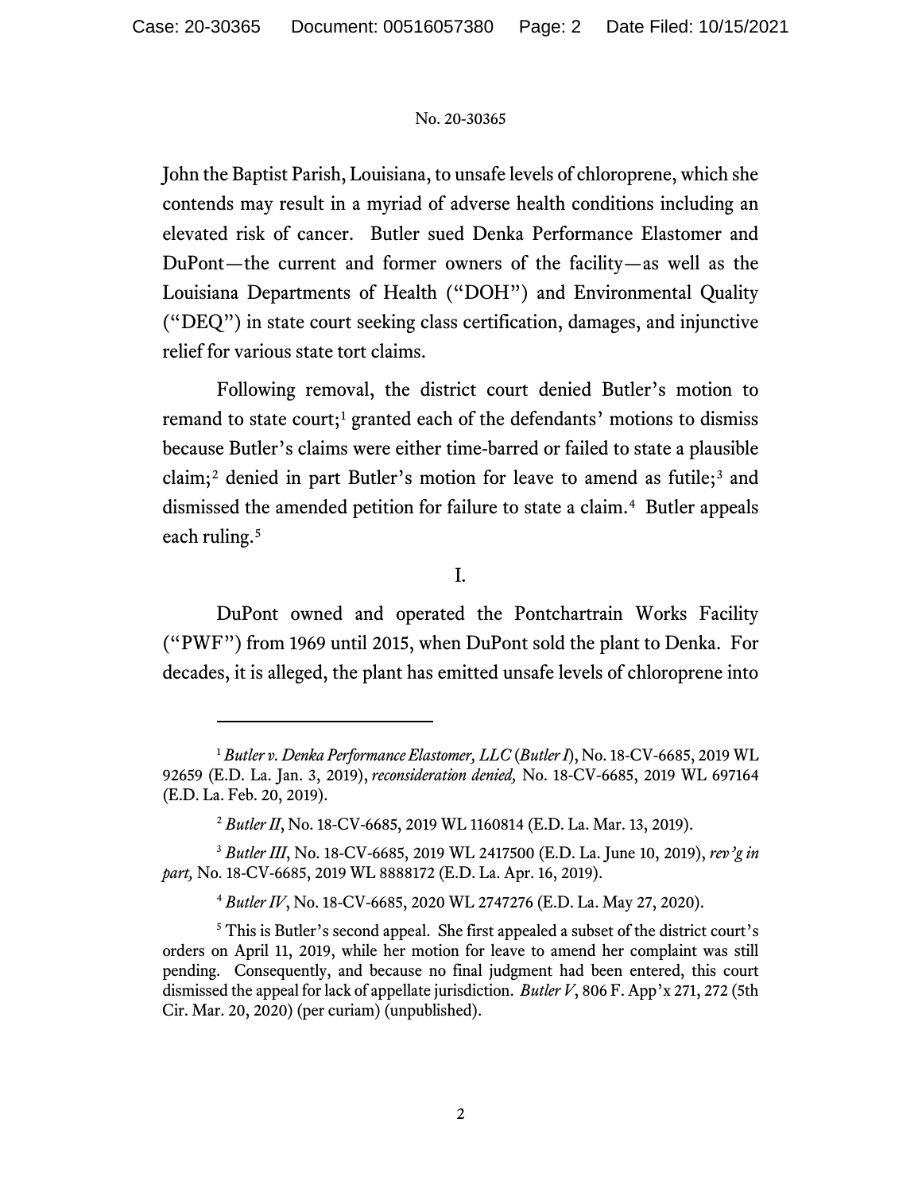John the Baptist Parish, Louisiana, to unsafe levels of chloroprene, which she contends may result in a myriad of adverse health conditions including an elevated risk of cancer. Butler sued Denka Performance Elastomer and DuPont—the current and former owners of the facility—as well as the Louisiana Departments of Health ("DOH") and Environmental Quality ("DEQ") in state court seeking class certification, damages, and injunctive relief for various state tort claims.

Following removal, the district court denied Butler's motion to remand to state court;[1] granted each of the defendants' motions to dismiss because Butler's claims were either time-barred or failed to state a plausible claim;[2] denied in part Butler's motion for leave to amend as futile;[3] and dismissed the amended petition for failure to state a claim.[4] Butler appeals each ruling.[5]

I.

DuPont owned and operated the Pontchartrain Works Facility ("PWF") from 1969 until 2015, when DuPont sold the plant to Denka. For decades, it is alleged, the plant has emitted unsafe levels of chloroprene into

---

[1] *Butler v. Denka Performance Elastomer, LLC* (*Butler I*), No. 18-CV-6685, 2019 WL 92659 (E.D. La. Jan. 3, 2019), *reconsideration denied,* No. 18-CV-6685, 2019 WL 697164 (E.D. La. Feb. 20, 2019).

[2] *Butler II*, No. 18-CV-6685, 2019 WL 1160814 (E.D. La. Mar. 13, 2019).

[3] *Butler III*, No. 18-CV-6685, 2019 WL 2417500 (E.D. La. June 10, 2019), *rev'g in part,* No. 18-CV-6685, 2019 WL 8888172 (E.D. La. Apr. 16, 2019).

[4] *Butler IV*, No. 18-CV-6685, 2020 WL 2747276 (E.D. La. May 27, 2020).

[5] This is Butler's second appeal. She first appealed a subset of the district court's orders on April 11, 2019, while her motion for leave to amend her complaint was still pending. Consequently, and because no final judgment had been entered, this court dismissed the appeal for lack of appellate jurisdiction. *Butler V*, 806 F. App'x 271, 272 (5th Cir. Mar. 20, 2020) (per curiam) (unpublished).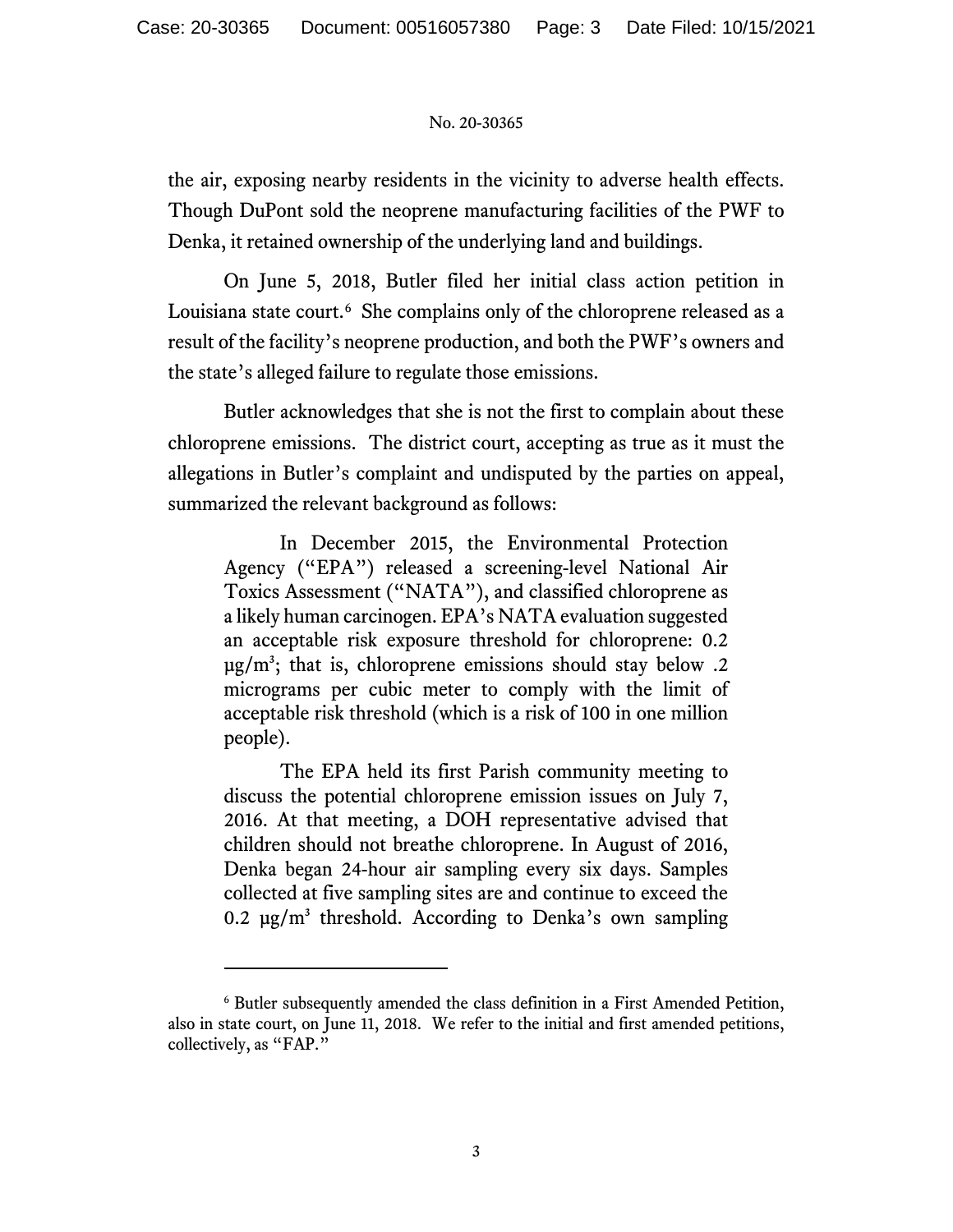the air, exposing nearby residents in the vicinity to adverse health effects. Though DuPont sold the neoprene manufacturing facilities of the PWF to Denka, it retained ownership of the underlying land and buildings.

On June 5, 2018, Butler filed her initial class action petition in Louisiana state court.[6] She complains only of the chloroprene released as a result of the facility's neoprene production, and both the PWF's owners and the state's alleged failure to regulate those emissions.

Butler acknowledges that she is not the first to complain about these chloroprene emissions. The district court, accepting as true as it must the allegations in Butler's complaint and undisputed by the parties on appeal, summarized the relevant background as follows:

> In December 2015, the Environmental Protection Agency ("EPA") released a screening-level National Air Toxics Assessment ("NATA"), and classified chloroprene as a likely human carcinogen. EPA's NATA evaluation suggested an acceptable risk exposure threshold for chloroprene: 0.2 $\mu g/m^3$; that is, chloroprene emissions should stay below .2 micrograms per cubic meter to comply with the limit of acceptable risk threshold (which is a risk of 100 in one million people).
>
> The EPA held its first Parish community meeting to discuss the potential chloroprene emission issues on July 7, 2016. At that meeting, a DOH representative advised that children should not breathe chloroprene. In August of 2016, Denka began 24-hour air sampling every six days. Samples collected at five sampling sites are and continue to exceed the 0.2 $\mu g/m^3$ threshold. According to Denka's own sampling

[6] Butler subsequently amended the class definition in a First Amended Petition, also in state court, on June 11, 2018. We refer to the initial and first amended petitions, collectively, as "FAP."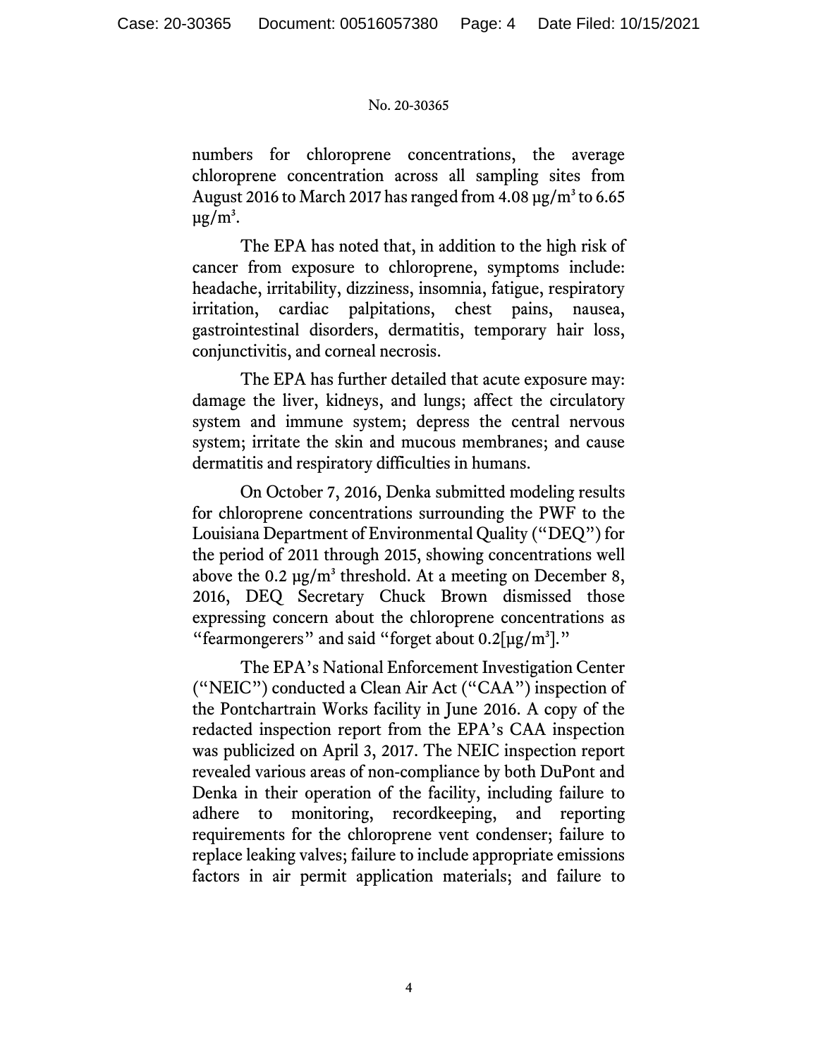numbers for chloroprene concentrations, the average chloroprene concentration across all sampling sites from August 2016 to March 2017 has ranged from 4.08 $\mu g/m^3$ to 6.65 $\mu g/m^3$.

The EPA has noted that, in addition to the high risk of cancer from exposure to chloroprene, symptoms include: headache, irritability, dizziness, insomnia, fatigue, respiratory irritation, cardiac palpitations, chest pains, nausea, gastrointestinal disorders, dermatitis, temporary hair loss, conjunctivitis, and corneal necrosis.

The EPA has further detailed that acute exposure may: damage the liver, kidneys, and lungs; affect the circulatory system and immune system; depress the central nervous system; irritate the skin and mucous membranes; and cause dermatitis and respiratory difficulties in humans.

On October 7, 2016, Denka submitted modeling results for chloroprene concentrations surrounding the PWF to the Louisiana Department of Environmental Quality ("DEQ") for the period of 2011 through 2015, showing concentrations well above the 0.2 $\mu g/m^3$ threshold. At a meeting on December 8, 2016, DEQ Secretary Chuck Brown dismissed those expressing concern about the chloroprene concentrations as "fearmongerers" and said "forget about 0.2[$\mu g/m^3$]."

The EPA's National Enforcement Investigation Center ("NEIC") conducted a Clean Air Act ("CAA") inspection of the Pontchartrain Works facility in June 2016. A copy of the redacted inspection report from the EPA's CAA inspection was publicized on April 3, 2017. The NEIC inspection report revealed various areas of non-compliance by both DuPont and Denka in their operation of the facility, including failure to adhere to monitoring, recordkeeping, and reporting requirements for the chloroprene vent condenser; failure to replace leaking valves; failure to include appropriate emissions factors in air permit application materials; and failure to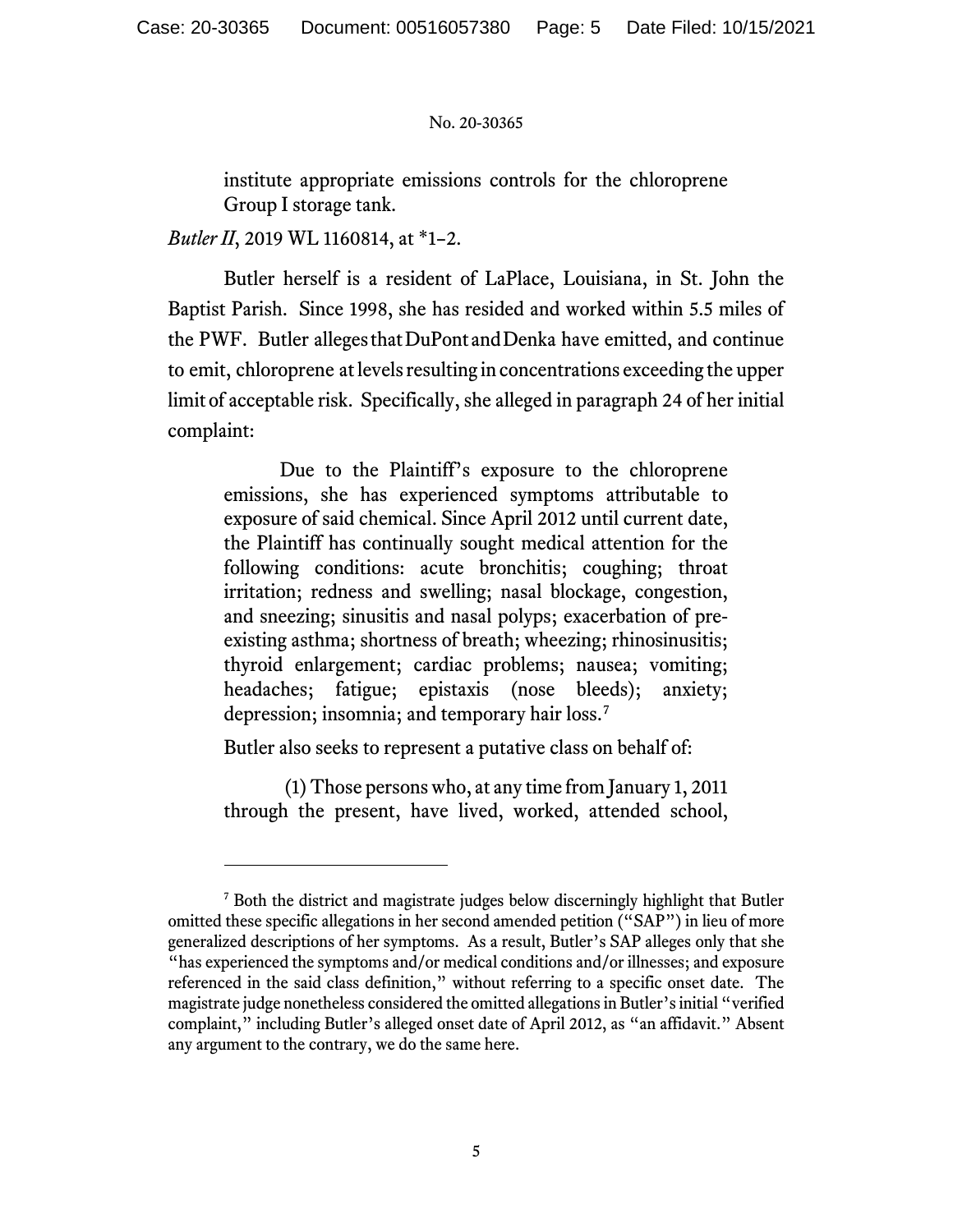> institute appropriate emissions controls for the chloroprene Group I storage tank.

*Butler II*, 2019 WL 1160814, at *1–2.

Butler herself is a resident of LaPlace, Louisiana, in St. John the Baptist Parish. Since 1998, she has resided and worked within 5.5 miles of the PWF. Butler alleges that DuPont and Denka have emitted, and continue to emit, chloroprene at levels resulting in concentrations exceeding the upper limit of acceptable risk. Specifically, she alleged in paragraph 24 of her initial complaint:

> Due to the Plaintiff's exposure to the chloroprene emissions, she has experienced symptoms attributable to exposure of said chemical. Since April 2012 until current date, the Plaintiff has continually sought medical attention for the following conditions: acute bronchitis; coughing; throat irritation; redness and swelling; nasal blockage, congestion, and sneezing; sinusitis and nasal polyps; exacerbation of pre-existing asthma; shortness of breath; wheezing; rhinosinusitis; thyroid enlargement; cardiac problems; nausea; vomiting; headaches; fatigue; epistaxis (nose bleeds); anxiety; depression; insomnia; and temporary hair loss.[7]

Butler also seeks to represent a putative class on behalf of:

> (1) Those persons who, at any time from January 1, 2011 through the present, have lived, worked, attended school,

---

[7] Both the district and magistrate judges below discerningly highlight that Butler omitted these specific allegations in her second amended petition ("SAP") in lieu of more generalized descriptions of her symptoms. As a result, Butler's SAP alleges only that she "has experienced the symptoms and/or medical conditions and/or illnesses; and exposure referenced in the said class definition," without referring to a specific onset date. The magistrate judge nonetheless considered the omitted allegations in Butler's initial "verified complaint," including Butler's alleged onset date of April 2012, as "an affidavit." Absent any argument to the contrary, we do the same here.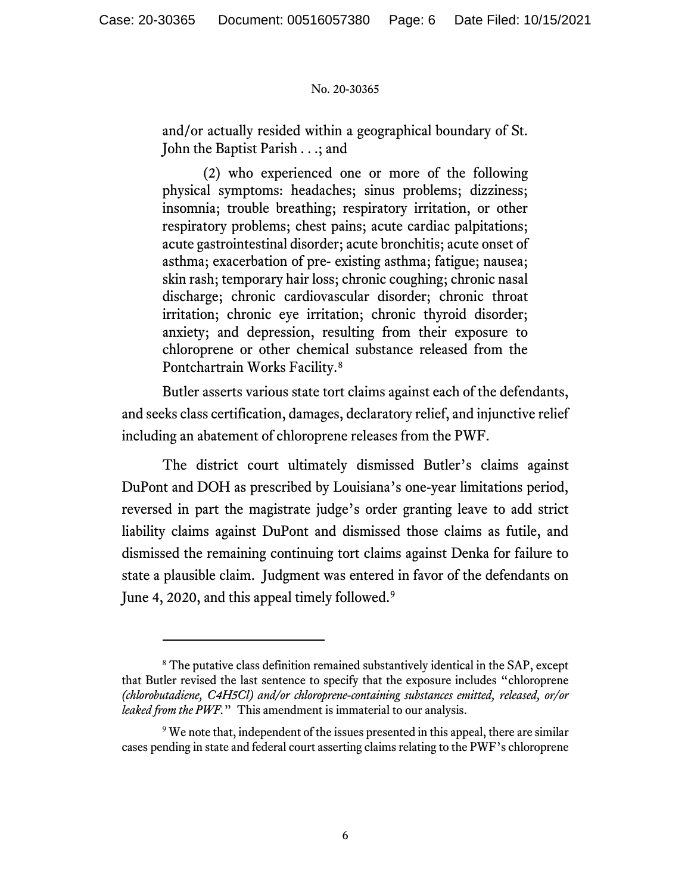> and/or actually resided within a geographical boundary of St. John the Baptist Parish . . .; and
>
> (2) who experienced one or more of the following physical symptoms: headaches; sinus problems; dizziness; insomnia; trouble breathing; respiratory irritation, or other respiratory problems; chest pains; acute cardiac palpitations; acute gastrointestinal disorder; acute bronchitis; acute onset of asthma; exacerbation of pre- existing asthma; fatigue; nausea; skin rash; temporary hair loss; chronic coughing; chronic nasal discharge; chronic cardiovascular disorder; chronic throat irritation; chronic eye irritation; chronic thyroid disorder; anxiety; and depression, resulting from their exposure to chloroprene or other chemical substance released from the Pontchartrain Works Facility.[8]

Butler asserts various state tort claims against each of the defendants, and seeks class certification, damages, declaratory relief, and injunctive relief including an abatement of chloroprene releases from the PWF.

The district court ultimately dismissed Butler's claims against DuPont and DOH as prescribed by Louisiana's one-year limitations period, reversed in part the magistrate judge's order granting leave to add strict liability claims against DuPont and dismissed those claims as futile, and dismissed the remaining continuing tort claims against Denka for failure to state a plausible claim. Judgment was entered in favor of the defendants on June 4, 2020, and this appeal timely followed.[9]

---

[8] The putative class definition remained substantively identical in the SAP, except that Butler revised the last sentence to specify that the exposure includes "chloroprene *(chlorobutadiene, C4H5Cl) and/or chloroprene-containing substances emitted, released, or/or leaked from the PWF.*" This amendment is immaterial to our analysis.

[9] We note that, independent of the issues presented in this appeal, there are similar cases pending in state and federal court asserting claims relating to the PWF's chloroprene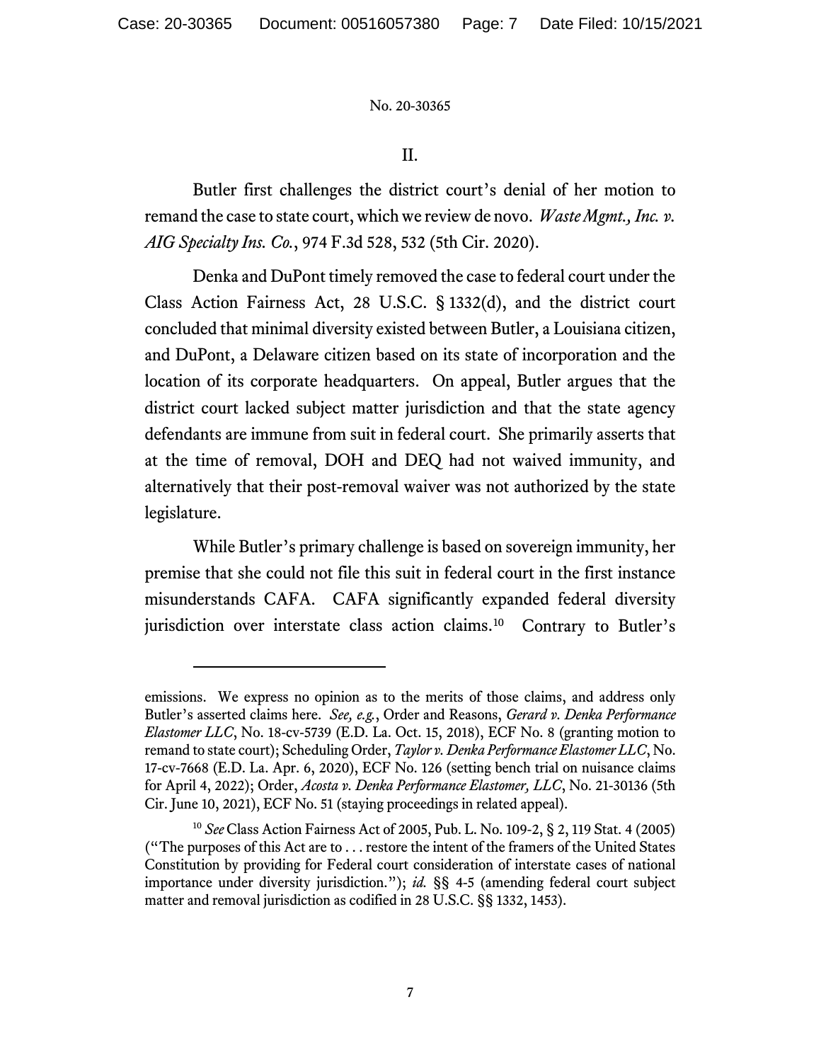## II.

Butler first challenges the district court's denial of her motion to remand the case to state court, which we review de novo. *Waste Mgmt., Inc. v. AIG Specialty Ins. Co.*, 974 F.3d 528, 532 (5th Cir. 2020).

Denka and DuPont timely removed the case to federal court under the Class Action Fairness Act, 28 U.S.C. § 1332(d), and the district court concluded that minimal diversity existed between Butler, a Louisiana citizen, and DuPont, a Delaware citizen based on its state of incorporation and the location of its corporate headquarters. On appeal, Butler argues that the district court lacked subject matter jurisdiction and that the state agency defendants are immune from suit in federal court. She primarily asserts that at the time of removal, DOH and DEQ had not waived immunity, and alternatively that their post-removal waiver was not authorized by the state legislature.

While Butler's primary challenge is based on sovereign immunity, her premise that she could not file this suit in federal court in the first instance misunderstands CAFA. CAFA significantly expanded federal diversity jurisdiction over interstate class action claims.[10] Contrary to Butler's

---

emissions. We express no opinion as to the merits of those claims, and address only Butler's asserted claims here. *See, e.g.*, Order and Reasons, *Gerard v. Denka Performance Elastomer LLC*, No. 18-cv-5739 (E.D. La. Oct. 15, 2018), ECF No. 8 (granting motion to remand to state court); Scheduling Order, *Taylor v. Denka Performance Elastomer LLC*, No. 17-cv-7668 (E.D. La. Apr. 6, 2020), ECF No. 126 (setting bench trial on nuisance claims for April 4, 2022); Order, *Acosta v. Denka Performance Elastomer, LLC*, No. 21-30136 (5th Cir. June 10, 2021), ECF No. 51 (staying proceedings in related appeal).

[10] *See* Class Action Fairness Act of 2005, Pub. L. No. 109-2, § 2, 119 Stat. 4 (2005) ("The purposes of this Act are to . . . restore the intent of the framers of the United States Constitution by providing for Federal court consideration of interstate cases of national importance under diversity jurisdiction."); *id.* §§ 4-5 (amending federal court subject matter and removal jurisdiction as codified in 28 U.S.C. §§ 1332, 1453).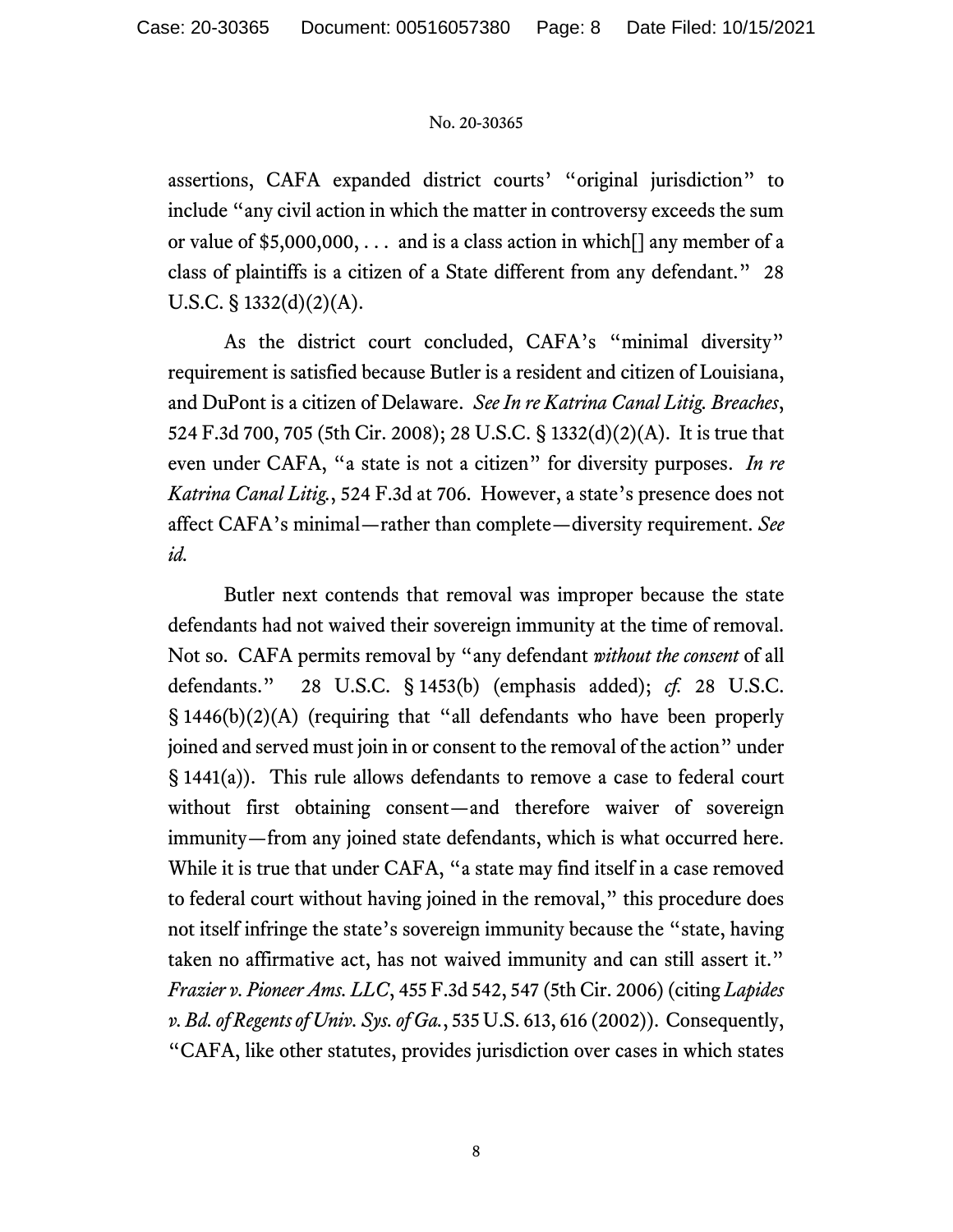assertions, CAFA expanded district courts' "original jurisdiction" to include "any civil action in which the matter in controversy exceeds the sum or value of $5,000,000, . . . and is a class action in which[] any member of a class of plaintiffs is a citizen of a State different from any defendant." 28 U.S.C. § 1332(d)(2)(A).

As the district court concluded, CAFA's "minimal diversity" requirement is satisfied because Butler is a resident and citizen of Louisiana, and DuPont is a citizen of Delaware. *See In re Katrina Canal Litig. Breaches*, 524 F.3d 700, 705 (5th Cir. 2008); 28 U.S.C. § 1332(d)(2)(A). It is true that even under CAFA, "a state is not a citizen" for diversity purposes. *In re Katrina Canal Litig.*, 524 F.3d at 706. However, a state's presence does not affect CAFA's minimal—rather than complete—diversity requirement. *See id.*

Butler next contends that removal was improper because the state defendants had not waived their sovereign immunity at the time of removal. Not so. CAFA permits removal by "any defendant *without the consent* of all defendants." 28 U.S.C. § 1453(b) (emphasis added); *cf.* 28 U.S.C. § 1446(b)(2)(A) (requiring that "all defendants who have been properly joined and served must join in or consent to the removal of the action" under § 1441(a)). This rule allows defendants to remove a case to federal court without first obtaining consent—and therefore waiver of sovereign immunity—from any joined state defendants, which is what occurred here. While it is true that under CAFA, "a state may find itself in a case removed to federal court without having joined in the removal," this procedure does not itself infringe the state's sovereign immunity because the "state, having taken no affirmative act, has not waived immunity and can still assert it." *Frazier v. Pioneer Ams. LLC*, 455 F.3d 542, 547 (5th Cir. 2006) (citing *Lapides v. Bd. of Regents of Univ. Sys. of Ga.*, 535 U.S. 613, 616 (2002)). Consequently, "CAFA, like other statutes, provides jurisdiction over cases in which states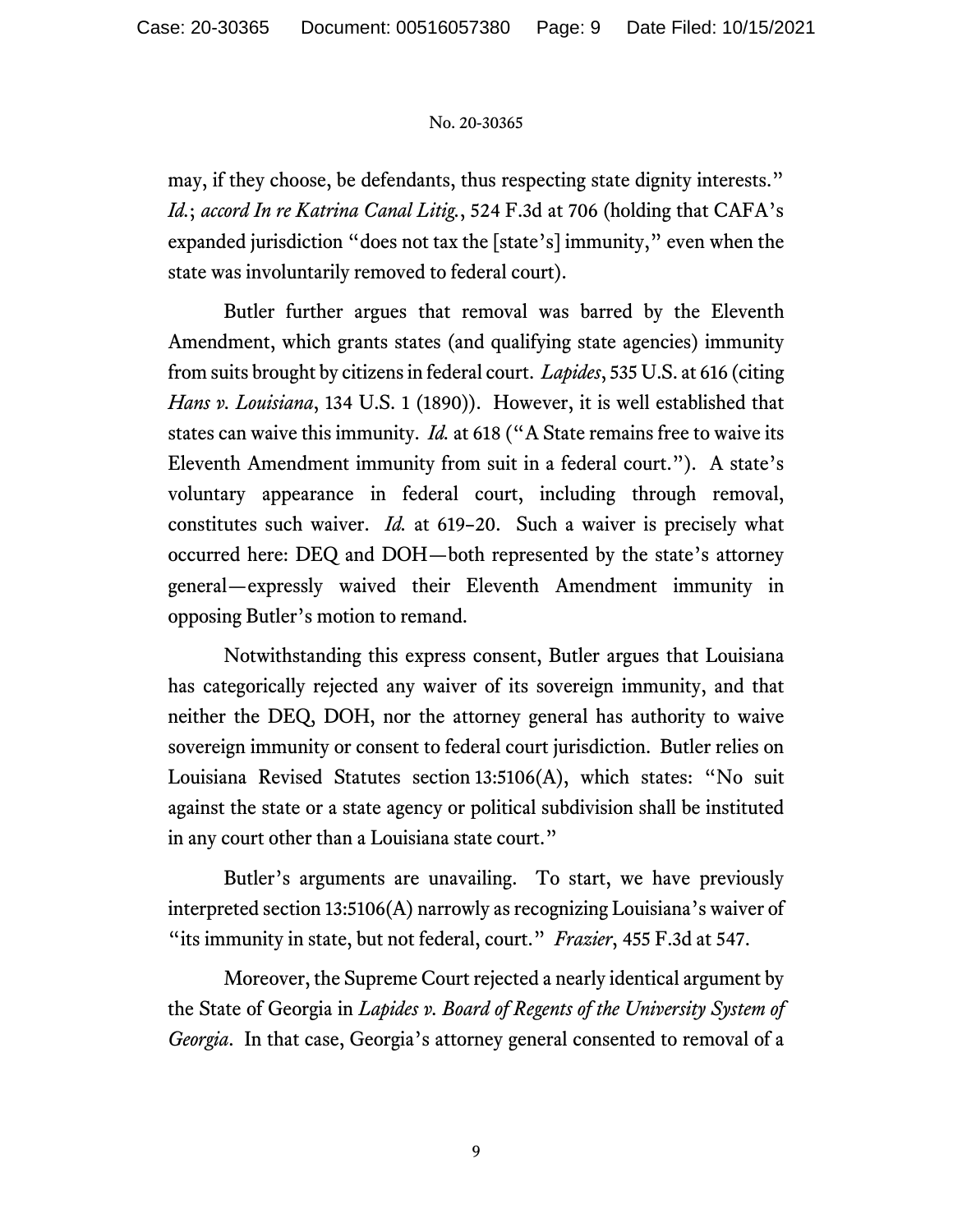may, if they choose, be defendants, thus respecting state dignity interests." *Id.*; *accord In re Katrina Canal Litig.*, 524 F.3d at 706 (holding that CAFA's expanded jurisdiction "does not tax the [state's] immunity," even when the state was involuntarily removed to federal court).

Butler further argues that removal was barred by the Eleventh Amendment, which grants states (and qualifying state agencies) immunity from suits brought by citizens in federal court. *Lapides*, 535 U.S. at 616 (citing *Hans v. Louisiana*, 134 U.S. 1 (1890)). However, it is well established that states can waive this immunity. *Id.* at 618 ("A State remains free to waive its Eleventh Amendment immunity from suit in a federal court."). A state's voluntary appearance in federal court, including through removal, constitutes such waiver. *Id.* at 619–20. Such a waiver is precisely what occurred here: DEQ and DOH—both represented by the state's attorney general—expressly waived their Eleventh Amendment immunity in opposing Butler's motion to remand.

Notwithstanding this express consent, Butler argues that Louisiana has categorically rejected any waiver of its sovereign immunity, and that neither the DEQ, DOH, nor the attorney general has authority to waive sovereign immunity or consent to federal court jurisdiction. Butler relies on Louisiana Revised Statutes section 13:5106(A), which states: "No suit against the state or a state agency or political subdivision shall be instituted in any court other than a Louisiana state court."

Butler's arguments are unavailing. To start, we have previously interpreted section 13:5106(A) narrowly as recognizing Louisiana's waiver of "its immunity in state, but not federal, court." *Frazier*, 455 F.3d at 547.

Moreover, the Supreme Court rejected a nearly identical argument by the State of Georgia in *Lapides v. Board of Regents of the University System of Georgia*. In that case, Georgia's attorney general consented to removal of a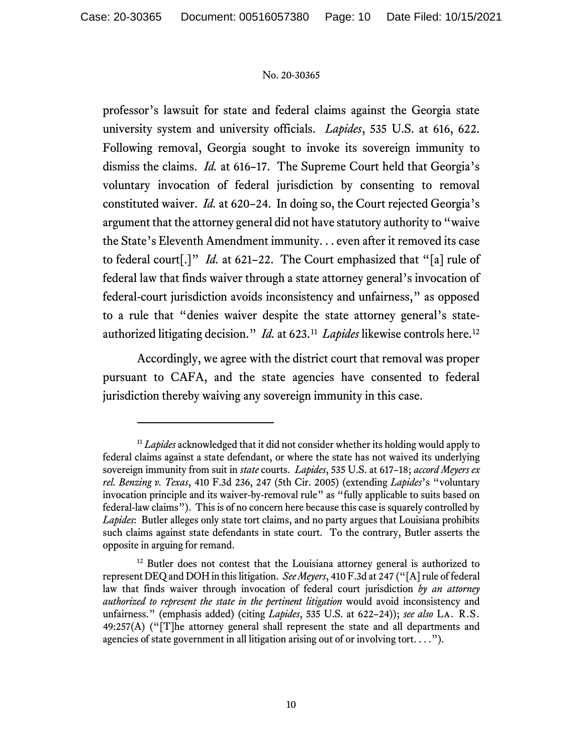professor's lawsuit for state and federal claims against the Georgia state university system and university officials. *Lapides*, 535 U.S. at 616, 622. Following removal, Georgia sought to invoke its sovereign immunity to dismiss the claims. *Id.* at 616–17. The Supreme Court held that Georgia's voluntary invocation of federal jurisdiction by consenting to removal constituted waiver. *Id.* at 620–24. In doing so, the Court rejected Georgia's argument that the attorney general did not have statutory authority to "waive the State's Eleventh Amendment immunity. . . even after it removed its case to federal court[.]" *Id.* at 621–22. The Court emphasized that "[a] rule of federal law that finds waiver through a state attorney general's invocation of federal-court jurisdiction avoids inconsistency and unfairness," as opposed to a rule that "denies waiver despite the state attorney general's state-authorized litigating decision." *Id.* at 623.[11] *Lapides* likewise controls here.[12]

Accordingly, we agree with the district court that removal was proper pursuant to CAFA, and the state agencies have consented to federal jurisdiction thereby waiving any sovereign immunity in this case.

---

[11] *Lapides* acknowledged that it did not consider whether its holding would apply to federal claims against a state defendant, or where the state has not waived its underlying sovereign immunity from suit in *state* courts. *Lapides*, 535 U.S. at 617–18; *accord Meyers ex rel. Benzing v. Texas*, 410 F.3d 236, 247 (5th Cir. 2005) (extending *Lapides*'s "voluntary invocation principle and its waiver-by-removal rule" as "fully applicable to suits based on federal-law claims"). This is of no concern here because this case is squarely controlled by *Lapides*: Butler alleges only state tort claims, and no party argues that Louisiana prohibits such claims against state defendants in state court. To the contrary, Butler asserts the opposite in arguing for remand.

[12] Butler does not contest that the Louisiana attorney general is authorized to represent DEQ and DOH in this litigation. *See Meyers*, 410 F.3d at 247 ("[A] rule of federal law that finds waiver through invocation of federal court jurisdiction *by an attorney authorized to represent the state in the pertinent litigation* would avoid inconsistency and unfairness." (emphasis added) (citing *Lapides*, 535 U.S. at 622–24)); *see also* LA. R.S. 49:257(A) ("[T]he attorney general shall represent the state and all departments and agencies of state government in all litigation arising out of or involving tort. . . .").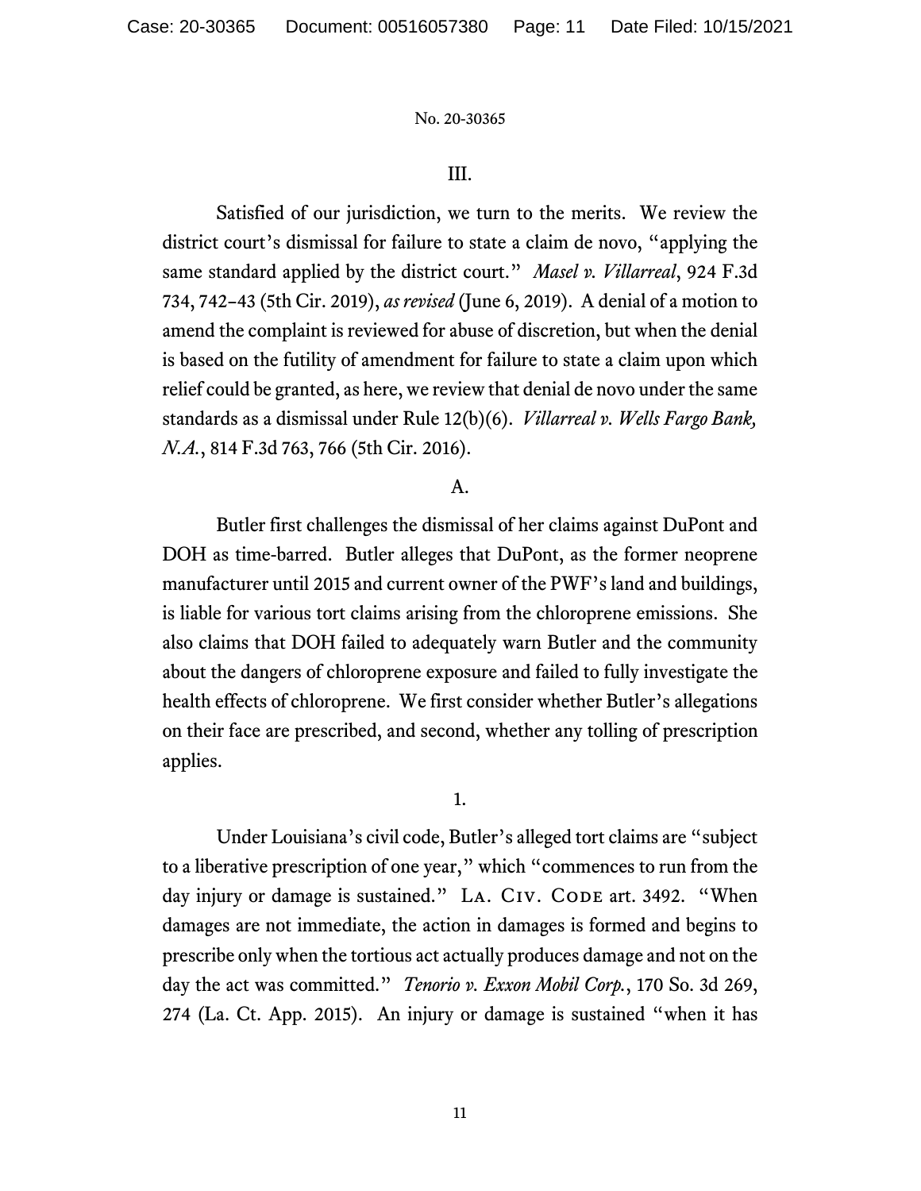## III.

Satisfied of our jurisdiction, we turn to the merits. We review the district court's dismissal for failure to state a claim de novo, "applying the same standard applied by the district court." *Masel v. Villarreal*, 924 F.3d 734, 742–43 (5th Cir. 2019), *as revised* (June 6, 2019). A denial of a motion to amend the complaint is reviewed for abuse of discretion, but when the denial is based on the futility of amendment for failure to state a claim upon which relief could be granted, as here, we review that denial de novo under the same standards as a dismissal under Rule 12(b)(6). *Villarreal v. Wells Fargo Bank, N.A.*, 814 F.3d 763, 766 (5th Cir. 2016).

### A.

Butler first challenges the dismissal of her claims against DuPont and DOH as time-barred. Butler alleges that DuPont, as the former neoprene manufacturer until 2015 and current owner of the PWF's land and buildings, is liable for various tort claims arising from the chloroprene emissions. She also claims that DOH failed to adequately warn Butler and the community about the dangers of chloroprene exposure and failed to fully investigate the health effects of chloroprene. We first consider whether Butler's allegations on their face are prescribed, and second, whether any tolling of prescription applies.

#### 1.

Under Louisiana's civil code, Butler's alleged tort claims are "subject to a liberative prescription of one year," which "commences to run from the day injury or damage is sustained." La. Civ. Code art. 3492. "When damages are not immediate, the action in damages is formed and begins to prescribe only when the tortious act actually produces damage and not on the day the act was committed." *Tenorio v. Exxon Mobil Corp.*, 170 So. 3d 269, 274 (La. Ct. App. 2015). An injury or damage is sustained "when it has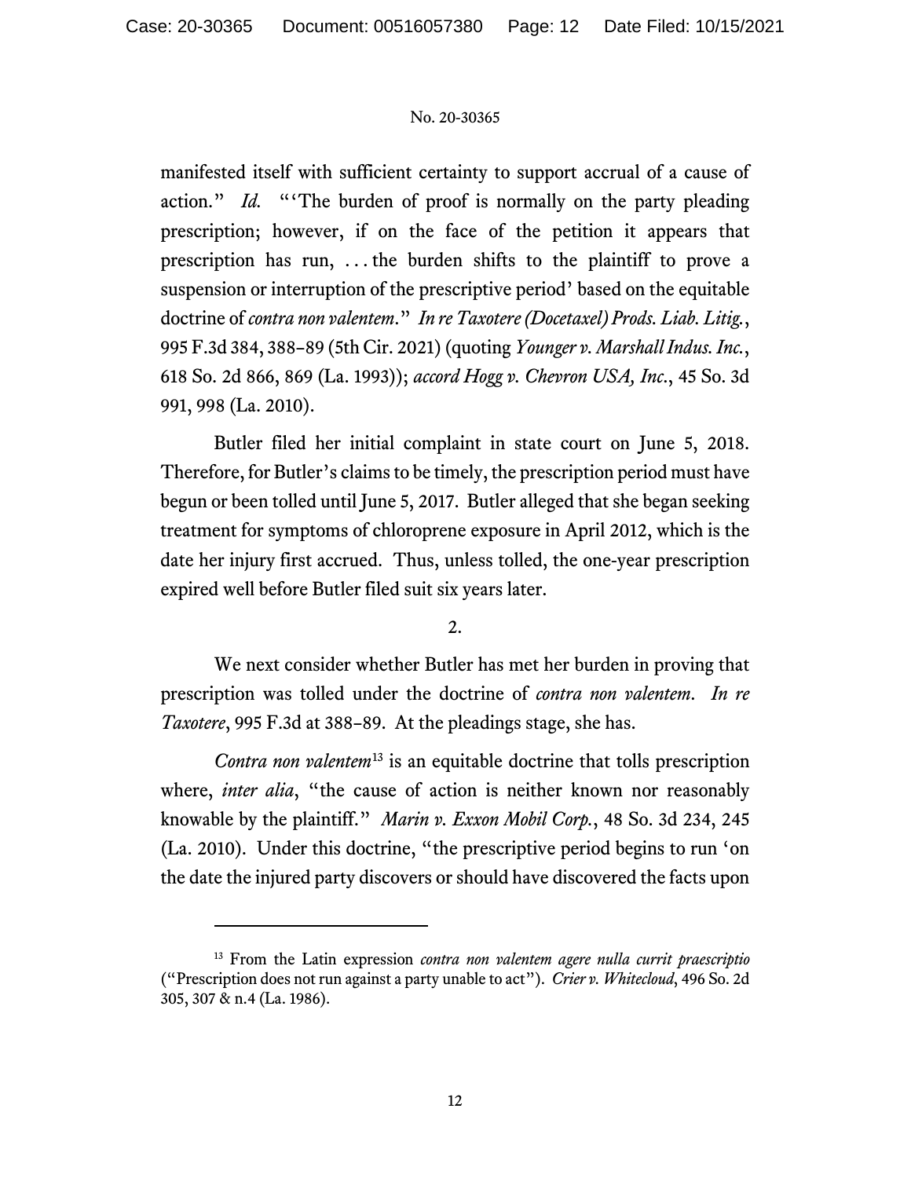manifested itself with sufficient certainty to support accrual of a cause of action." *Id.* "'The burden of proof is normally on the party pleading prescription; however, if on the face of the petition it appears that prescription has run, . . . the burden shifts to the plaintiff to prove a suspension or interruption of the prescriptive period' based on the equitable doctrine of *contra non valentem*." *In re Taxotere (Docetaxel) Prods. Liab. Litig.*, 995 F.3d 384, 388–89 (5th Cir. 2021) (quoting *Younger v. Marshall Indus. Inc.*, 618 So. 2d 866, 869 (La. 1993)); *accord Hogg v. Chevron USA, Inc.*, 45 So. 3d 991, 998 (La. 2010).

Butler filed her initial complaint in state court on June 5, 2018. Therefore, for Butler's claims to be timely, the prescription period must have begun or been tolled until June 5, 2017. Butler alleged that she began seeking treatment for symptoms of chloroprene exposure in April 2012, which is the date her injury first accrued. Thus, unless tolled, the one-year prescription expired well before Butler filed suit six years later.

2.

We next consider whether Butler has met her burden in proving that prescription was tolled under the doctrine of *contra non valentem*. *In re Taxotere*, 995 F.3d at 388–89. At the pleadings stage, she has.

*Contra non valentem*[13] is an equitable doctrine that tolls prescription where, *inter alia*, "the cause of action is neither known nor reasonably knowable by the plaintiff." *Marin v. Exxon Mobil Corp.*, 48 So. 3d 234, 245 (La. 2010). Under this doctrine, "the prescriptive period begins to run 'on the date the injured party discovers or should have discovered the facts upon

[13] From the Latin expression *contra non valentem agere nulla currit praescriptio* ("Prescription does not run against a party unable to act"). *Crier v. Whitecloud*, 496 So. 2d 305, 307 & n.4 (La. 1986).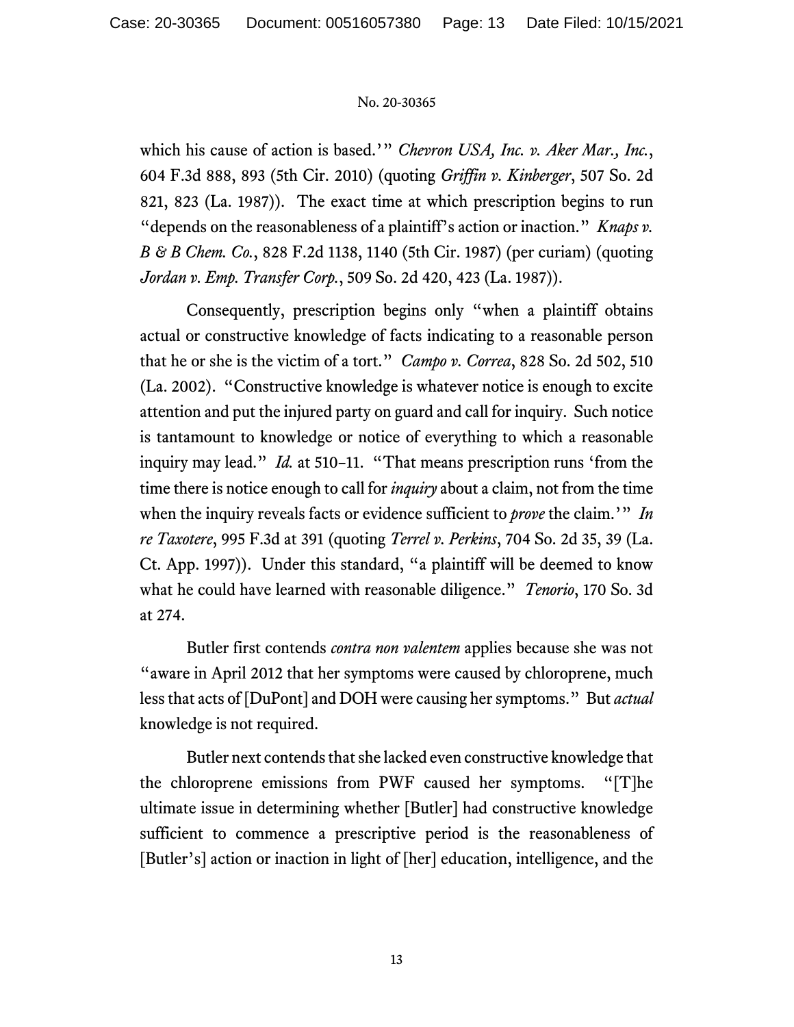which his cause of action is based.'" *Chevron USA, Inc. v. Aker Mar., Inc.*, 604 F.3d 888, 893 (5th Cir. 2010) (quoting *Griffin v. Kinberger*, 507 So. 2d 821, 823 (La. 1987)). The exact time at which prescription begins to run "depends on the reasonableness of a plaintiff's action or inaction." *Knaps v. B & B Chem. Co.*, 828 F.2d 1138, 1140 (5th Cir. 1987) (per curiam) (quoting *Jordan v. Emp. Transfer Corp.*, 509 So. 2d 420, 423 (La. 1987)).

Consequently, prescription begins only "when a plaintiff obtains actual or constructive knowledge of facts indicating to a reasonable person that he or she is the victim of a tort." *Campo v. Correa*, 828 So. 2d 502, 510 (La. 2002). "Constructive knowledge is whatever notice is enough to excite attention and put the injured party on guard and call for inquiry. Such notice is tantamount to knowledge or notice of everything to which a reasonable inquiry may lead." *Id.* at 510–11. "That means prescription runs 'from the time there is notice enough to call for *inquiry* about a claim, not from the time when the inquiry reveals facts or evidence sufficient to *prove* the claim.'" *In re Taxotere*, 995 F.3d at 391 (quoting *Terrel v. Perkins*, 704 So. 2d 35, 39 (La. Ct. App. 1997)). Under this standard, "a plaintiff will be deemed to know what he could have learned with reasonable diligence." *Tenorio*, 170 So. 3d at 274.

Butler first contends *contra non valentem* applies because she was not "aware in April 2012 that her symptoms were caused by chloroprene, much less that acts of [DuPont] and DOH were causing her symptoms." But *actual* knowledge is not required.

Butler next contends that she lacked even constructive knowledge that the chloroprene emissions from PWF caused her symptoms. "[T]he ultimate issue in determining whether [Butler] had constructive knowledge sufficient to commence a prescriptive period is the reasonableness of [Butler's] action or inaction in light of [her] education, intelligence, and the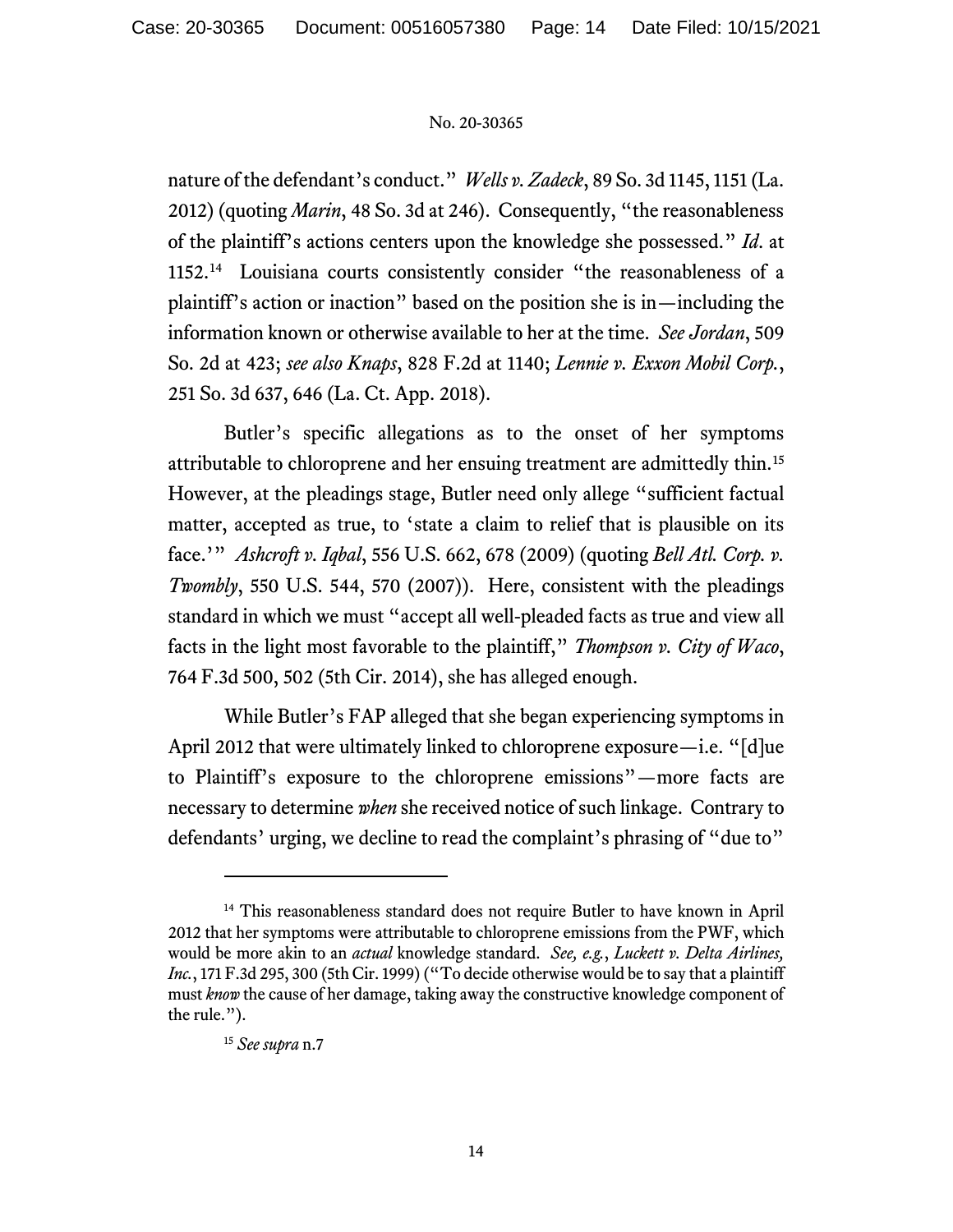nature of the defendant's conduct." *Wells v. Zadeck*, 89 So. 3d 1145, 1151 (La. 2012) (quoting *Marin*, 48 So. 3d at 246). Consequently, "the reasonableness of the plaintiff's actions centers upon the knowledge she possessed." *Id.* at 1152.[14] Louisiana courts consistently consider "the reasonableness of a plaintiff's action or inaction" based on the position she is in—including the information known or otherwise available to her at the time. *See Jordan*, 509 So. 2d at 423; *see also Knaps*, 828 F.2d at 1140; *Lennie v. Exxon Mobil Corp.*, 251 So. 3d 637, 646 (La. Ct. App. 2018).

Butler's specific allegations as to the onset of her symptoms attributable to chloroprene and her ensuing treatment are admittedly thin.[15] However, at the pleadings stage, Butler need only allege "sufficient factual matter, accepted as true, to 'state a claim to relief that is plausible on its face.'" *Ashcroft v. Iqbal*, 556 U.S. 662, 678 (2009) (quoting *Bell Atl. Corp. v. Twombly*, 550 U.S. 544, 570 (2007)). Here, consistent with the pleadings standard in which we must "accept all well-pleaded facts as true and view all facts in the light most favorable to the plaintiff," *Thompson v. City of Waco*, 764 F.3d 500, 502 (5th Cir. 2014), she has alleged enough.

While Butler's FAP alleged that she began experiencing symptoms in April 2012 that were ultimately linked to chloroprene exposure—i.e. "[d]ue to Plaintiff's exposure to the chloroprene emissions"—more facts are necessary to determine *when* she received notice of such linkage. Contrary to defendants' urging, we decline to read the complaint's phrasing of "due to"

---

[14] This reasonableness standard does not require Butler to have known in April 2012 that her symptoms were attributable to chloroprene emissions from the PWF, which would be more akin to an *actual* knowledge standard. *See, e.g.*, *Luckett v. Delta Airlines, Inc.*, 171 F.3d 295, 300 (5th Cir. 1999) ("To decide otherwise would be to say that a plaintiff must *know* the cause of her damage, taking away the constructive knowledge component of the rule.").

[15] *See supra* n.7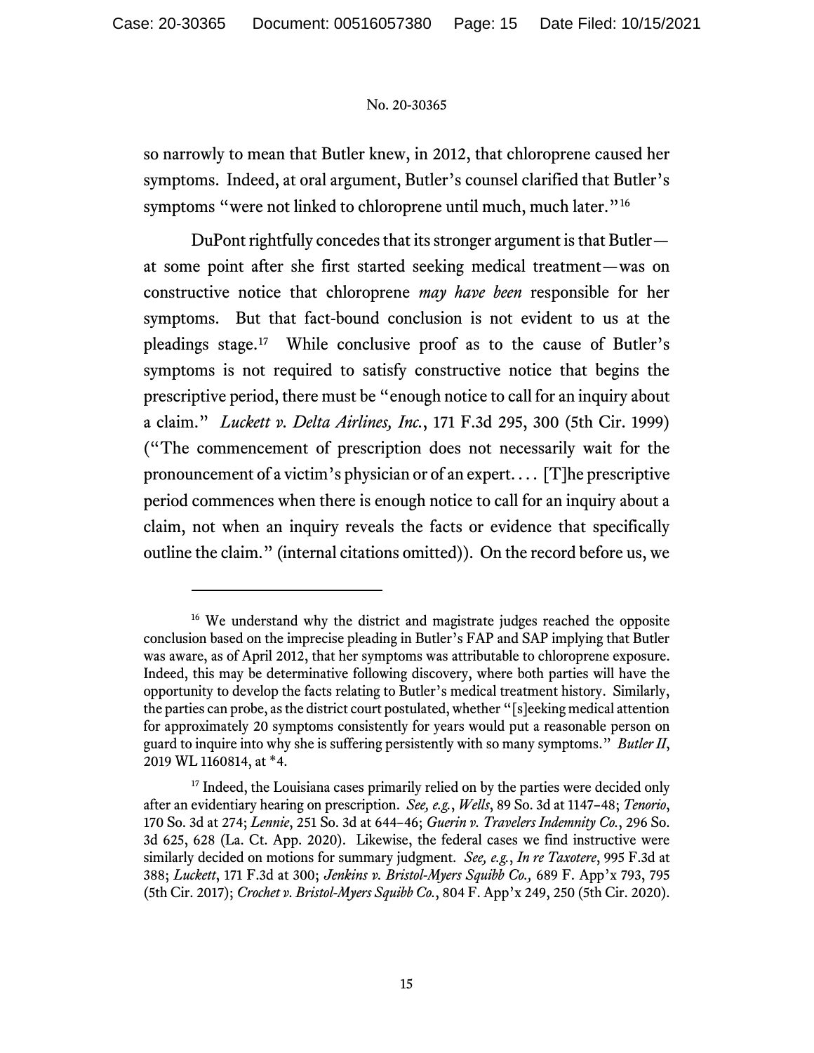so narrowly to mean that Butler knew, in 2012, that chloroprene caused her symptoms. Indeed, at oral argument, Butler's counsel clarified that Butler's symptoms "were not linked to chloroprene until much, much later."[16]

DuPont rightfully concedes that its stronger argument is that Butler—at some point after she first started seeking medical treatment—was on constructive notice that chloroprene *may have been* responsible for her symptoms. But that fact-bound conclusion is not evident to us at the pleadings stage.[17] While conclusive proof as to the cause of Butler's symptoms is not required to satisfy constructive notice that begins the prescriptive period, there must be "enough notice to call for an inquiry about a claim." *Luckett v. Delta Airlines, Inc.*, 171 F.3d 295, 300 (5th Cir. 1999) ("The commencement of prescription does not necessarily wait for the pronouncement of a victim's physician or of an expert. . . . [T]he prescriptive period commences when there is enough notice to call for an inquiry about a claim, not when an inquiry reveals the facts or evidence that specifically outline the claim." (internal citations omitted)). On the record before us, we

---

[16] We understand why the district and magistrate judges reached the opposite conclusion based on the imprecise pleading in Butler's FAP and SAP implying that Butler was aware, as of April 2012, that her symptoms was attributable to chloroprene exposure. Indeed, this may be determinative following discovery, where both parties will have the opportunity to develop the facts relating to Butler's medical treatment history. Similarly, the parties can probe, as the district court postulated, whether "[s]eeking medical attention for approximately 20 symptoms consistently for years would put a reasonable person on guard to inquire into why she is suffering persistently with so many symptoms." *Butler II*, 2019 WL 1160814, at *4.

[17] Indeed, the Louisiana cases primarily relied on by the parties were decided only after an evidentiary hearing on prescription. *See, e.g.*, *Wells*, 89 So. 3d at 1147–48; *Tenorio*, 170 So. 3d at 274; *Lennie*, 251 So. 3d at 644–46; *Guerin v. Travelers Indemnity Co.*, 296 So. 3d 625, 628 (La. Ct. App. 2020). Likewise, the federal cases we find instructive were similarly decided on motions for summary judgment. *See, e.g.*, *In re Taxotere*, 995 F.3d at 388; *Luckett*, 171 F.3d at 300; *Jenkins v. Bristol-Myers Squibb Co.,* 689 F. App'x 793, 795 (5th Cir. 2017); *Crochet v. Bristol-Myers Squibb Co.*, 804 F. App'x 249, 250 (5th Cir. 2020).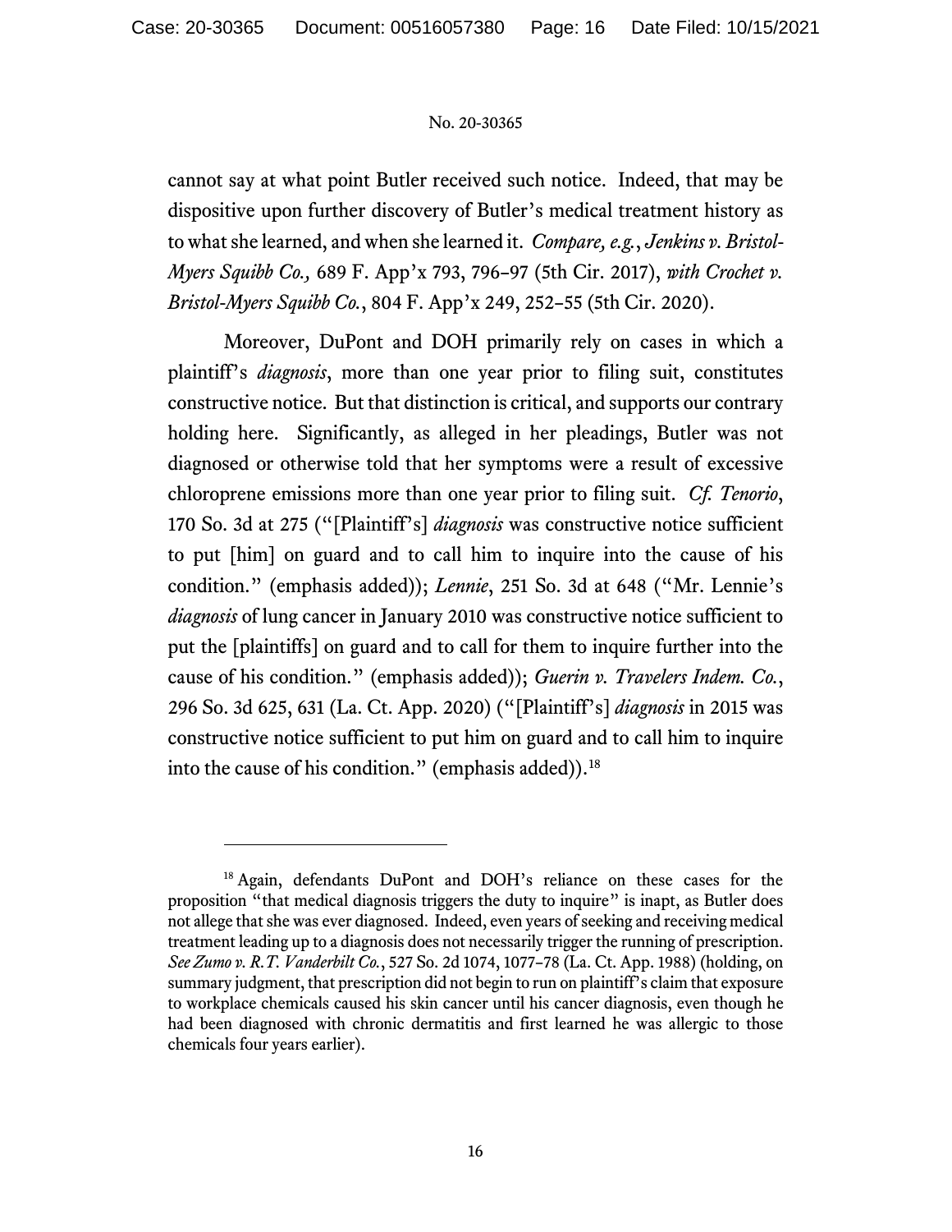cannot say at what point Butler received such notice. Indeed, that may be dispositive upon further discovery of Butler's medical treatment history as to what she learned, and when she learned it. *Compare, e.g.*, *Jenkins v. Bristol-Myers Squibb Co.,* 689 F. App'x 793, 796–97 (5th Cir. 2017), *with Crochet v. Bristol-Myers Squibb Co.*, 804 F. App'x 249, 252–55 (5th Cir. 2020).

Moreover, DuPont and DOH primarily rely on cases in which a plaintiff's *diagnosis*, more than one year prior to filing suit, constitutes constructive notice. But that distinction is critical, and supports our contrary holding here. Significantly, as alleged in her pleadings, Butler was not diagnosed or otherwise told that her symptoms were a result of excessive chloroprene emissions more than one year prior to filing suit. *Cf. Tenorio*, 170 So. 3d at 275 ("[Plaintiff's] *diagnosis* was constructive notice sufficient to put [him] on guard and to call him to inquire into the cause of his condition." (emphasis added)); *Lennie*, 251 So. 3d at 648 ("Mr. Lennie's *diagnosis* of lung cancer in January 2010 was constructive notice sufficient to put the [plaintiffs] on guard and to call for them to inquire further into the cause of his condition." (emphasis added)); *Guerin v. Travelers Indem. Co.*, 296 So. 3d 625, 631 (La. Ct. App. 2020) ("[Plaintiff's] *diagnosis* in 2015 was constructive notice sufficient to put him on guard and to call him to inquire into the cause of his condition." (emphasis added)).[18]

---

[18] Again, defendants DuPont and DOH's reliance on these cases for the proposition "that medical diagnosis triggers the duty to inquire" is inapt, as Butler does not allege that she was ever diagnosed. Indeed, even years of seeking and receiving medical treatment leading up to a diagnosis does not necessarily trigger the running of prescription. *See Zumo v. R.T. Vanderbilt Co.*, 527 So. 2d 1074, 1077–78 (La. Ct. App. 1988) (holding, on summary judgment, that prescription did not begin to run on plaintiff's claim that exposure to workplace chemicals caused his skin cancer until his cancer diagnosis, even though he had been diagnosed with chronic dermatitis and first learned he was allergic to those chemicals four years earlier).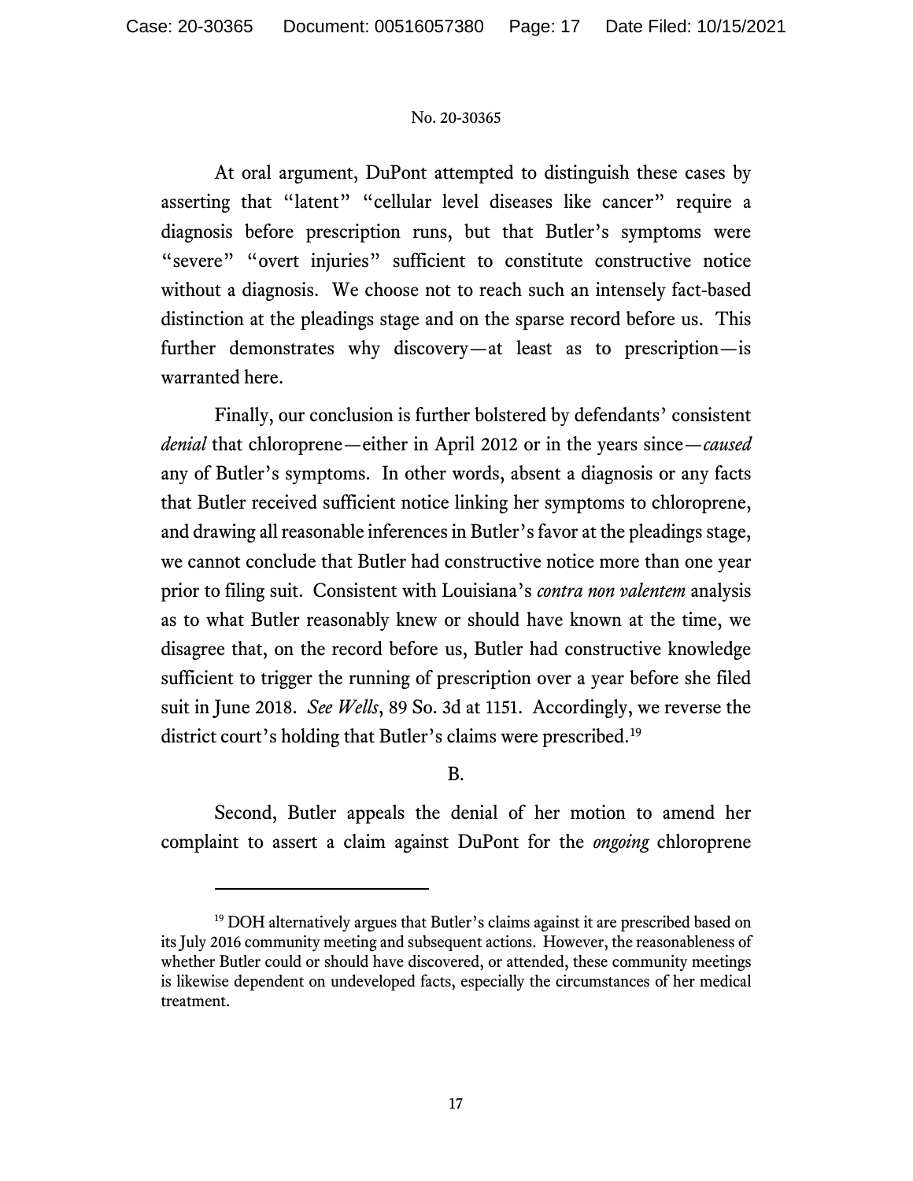At oral argument, DuPont attempted to distinguish these cases by asserting that "latent" "cellular level diseases like cancer" require a diagnosis before prescription runs, but that Butler's symptoms were "severe" "overt injuries" sufficient to constitute constructive notice without a diagnosis. We choose not to reach such an intensely fact-based distinction at the pleadings stage and on the sparse record before us. This further demonstrates why discovery—at least as to prescription—is warranted here.

Finally, our conclusion is further bolstered by defendants' consistent *denial* that chloroprene—either in April 2012 or in the years since—*caused* any of Butler's symptoms. In other words, absent a diagnosis or any facts that Butler received sufficient notice linking her symptoms to chloroprene, and drawing all reasonable inferences in Butler's favor at the pleadings stage, we cannot conclude that Butler had constructive notice more than one year prior to filing suit. Consistent with Louisiana's *contra non valentem* analysis as to what Butler reasonably knew or should have known at the time, we disagree that, on the record before us, Butler had constructive knowledge sufficient to trigger the running of prescription over a year before she filed suit in June 2018. *See Wells*, 89 So. 3d at 1151. Accordingly, we reverse the district court's holding that Butler's claims were prescribed.[19]

B.

Second, Butler appeals the denial of her motion to amend her complaint to assert a claim against DuPont for the *ongoing* chloroprene

---

[19] DOH alternatively argues that Butler's claims against it are prescribed based on its July 2016 community meeting and subsequent actions. However, the reasonableness of whether Butler could or should have discovered, or attended, these community meetings is likewise dependent on undeveloped facts, especially the circumstances of her medical treatment.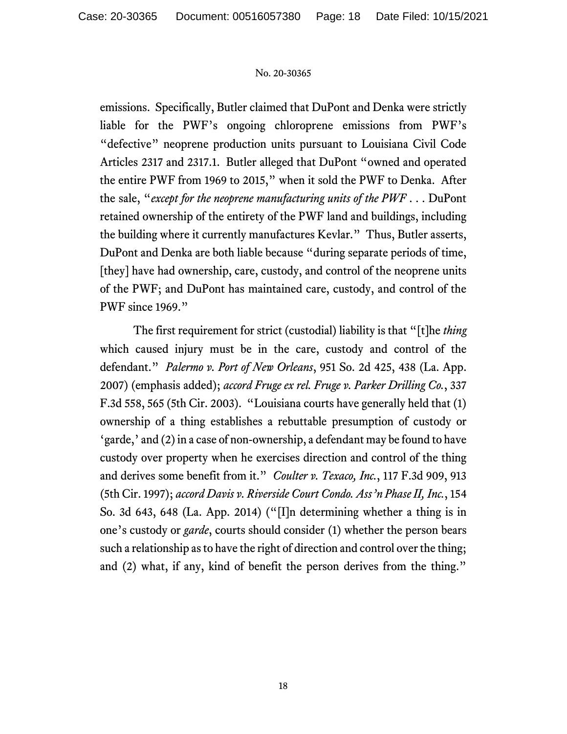emissions. Specifically, Butler claimed that DuPont and Denka were strictly liable for the PWF's ongoing chloroprene emissions from PWF's "defective" neoprene production units pursuant to Louisiana Civil Code Articles 2317 and 2317.1. Butler alleged that DuPont "owned and operated the entire PWF from 1969 to 2015," when it sold the PWF to Denka. After the sale, "*except for the neoprene manufacturing units of the PWF* . . . DuPont retained ownership of the entirety of the PWF land and buildings, including the building where it currently manufactures Kevlar." Thus, Butler asserts, DuPont and Denka are both liable because "during separate periods of time, [they] have had ownership, care, custody, and control of the neoprene units of the PWF; and DuPont has maintained care, custody, and control of the PWF since 1969."

The first requirement for strict (custodial) liability is that "[t]he *thing* which caused injury must be in the care, custody and control of the defendant." *Palermo v. Port of New Orleans*, 951 So. 2d 425, 438 (La. App. 2007) (emphasis added); *accord Fruge ex rel. Fruge v. Parker Drilling Co.*, 337 F.3d 558, 565 (5th Cir. 2003). "Louisiana courts have generally held that (1) ownership of a thing establishes a rebuttable presumption of custody or 'garde,' and (2) in a case of non-ownership, a defendant may be found to have custody over property when he exercises direction and control of the thing and derives some benefit from it." *Coulter v. Texaco, Inc.*, 117 F.3d 909, 913 (5th Cir. 1997); *accord Davis v. Riverside Court Condo. Ass'n Phase II, Inc.*, 154 So. 3d 643, 648 (La. App. 2014) ("[I]n determining whether a thing is in one's custody or *garde*, courts should consider (1) whether the person bears such a relationship as to have the right of direction and control over the thing; and (2) what, if any, kind of benefit the person derives from the thing."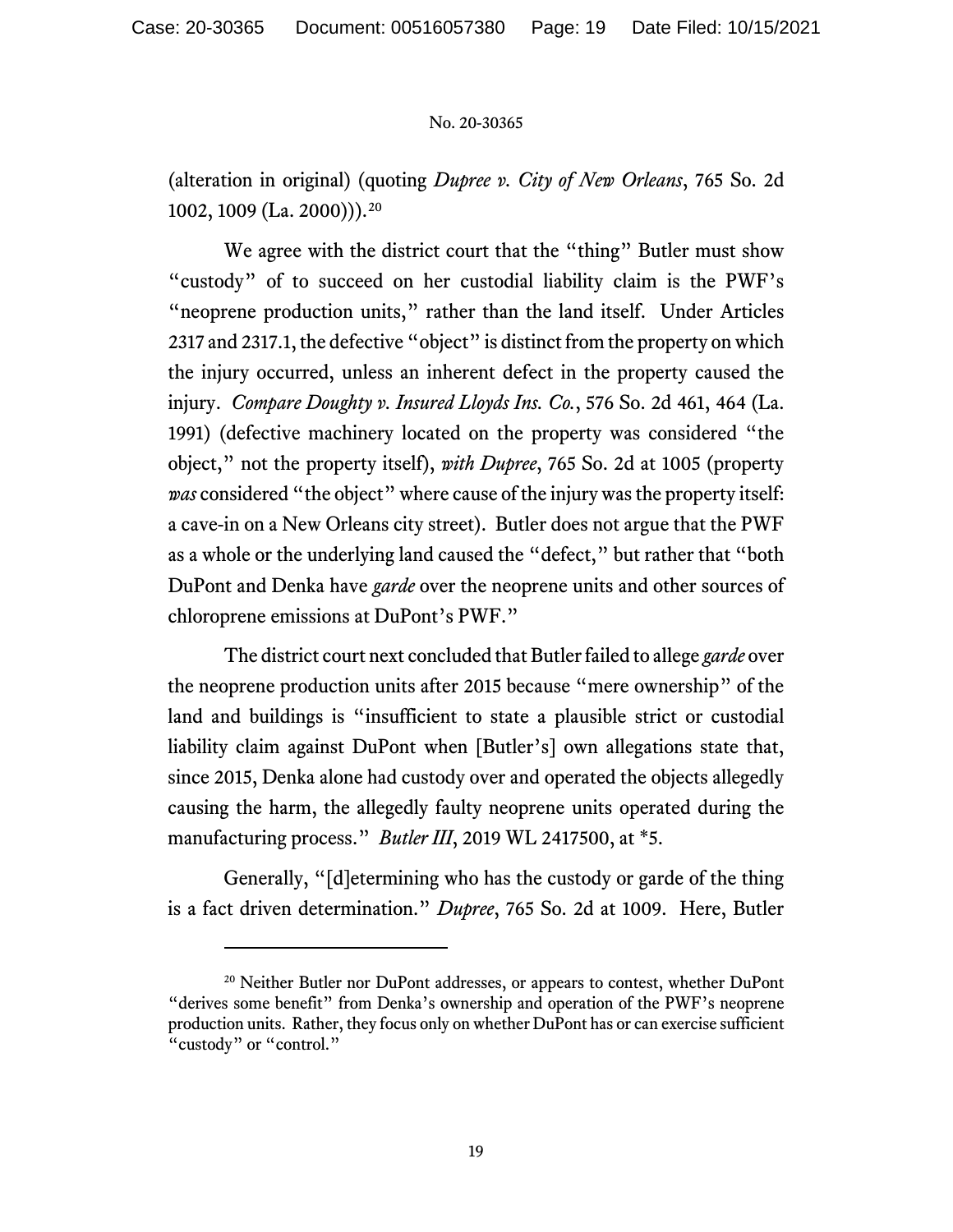(alteration in original) (quoting *Dupree v. City of New Orleans*, 765 So. 2d 1002, 1009 (La. 2000))).[20]

We agree with the district court that the "thing" Butler must show "custody" of to succeed on her custodial liability claim is the PWF's "neoprene production units," rather than the land itself. Under Articles 2317 and 2317.1, the defective "object" is distinct from the property on which the injury occurred, unless an inherent defect in the property caused the injury. *Compare Doughty v. Insured Lloyds Ins. Co.*, 576 So. 2d 461, 464 (La. 1991) (defective machinery located on the property was considered "the object," not the property itself), *with Dupree*, 765 So. 2d at 1005 (property *was* considered "the object" where cause of the injury was the property itself: a cave-in on a New Orleans city street). Butler does not argue that the PWF as a whole or the underlying land caused the "defect," but rather that "both DuPont and Denka have *garde* over the neoprene units and other sources of chloroprene emissions at DuPont's PWF."

The district court next concluded that Butler failed to allege *garde* over the neoprene production units after 2015 because "mere ownership" of the land and buildings is "insufficient to state a plausible strict or custodial liability claim against DuPont when [Butler's] own allegations state that, since 2015, Denka alone had custody over and operated the objects allegedly causing the harm, the allegedly faulty neoprene units operated during the manufacturing process." *Butler III*, 2019 WL 2417500, at *5.

Generally, "[d]etermining who has the custody or garde of the thing is a fact driven determination." *Dupree*, 765 So. 2d at 1009. Here, Butler

---

[20] Neither Butler nor DuPont addresses, or appears to contest, whether DuPont "derives some benefit" from Denka's ownership and operation of the PWF's neoprene production units. Rather, they focus only on whether DuPont has or can exercise sufficient "custody" or "control."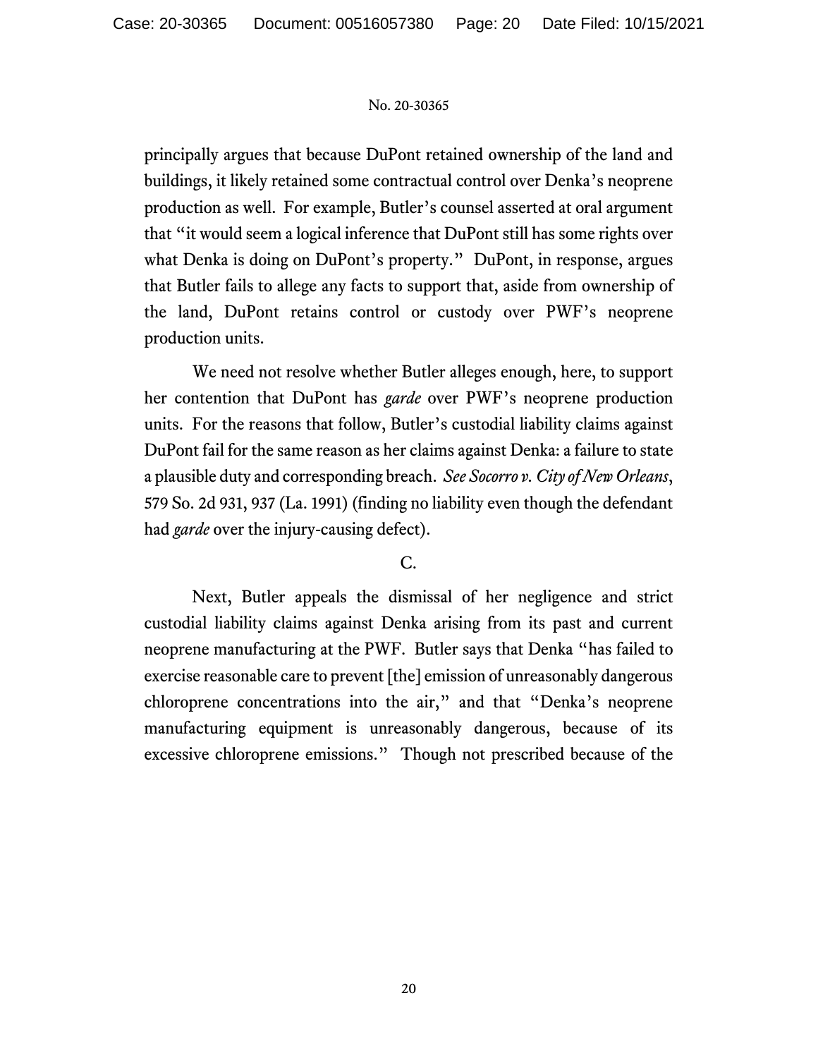principally argues that because DuPont retained ownership of the land and buildings, it likely retained some contractual control over Denka's neoprene production as well. For example, Butler's counsel asserted at oral argument that "it would seem a logical inference that DuPont still has some rights over what Denka is doing on DuPont's property." DuPont, in response, argues that Butler fails to allege any facts to support that, aside from ownership of the land, DuPont retains control or custody over PWF's neoprene production units.

We need not resolve whether Butler alleges enough, here, to support her contention that DuPont has *garde* over PWF's neoprene production units. For the reasons that follow, Butler's custodial liability claims against DuPont fail for the same reason as her claims against Denka: a failure to state a plausible duty and corresponding breach. *See Socorro v. City of New Orleans*, 579 So. 2d 931, 937 (La. 1991) (finding no liability even though the defendant had *garde* over the injury-causing defect).

C.

Next, Butler appeals the dismissal of her negligence and strict custodial liability claims against Denka arising from its past and current neoprene manufacturing at the PWF. Butler says that Denka "has failed to exercise reasonable care to prevent [the] emission of unreasonably dangerous chloroprene concentrations into the air," and that "Denka's neoprene manufacturing equipment is unreasonably dangerous, because of its excessive chloroprene emissions." Though not prescribed because of the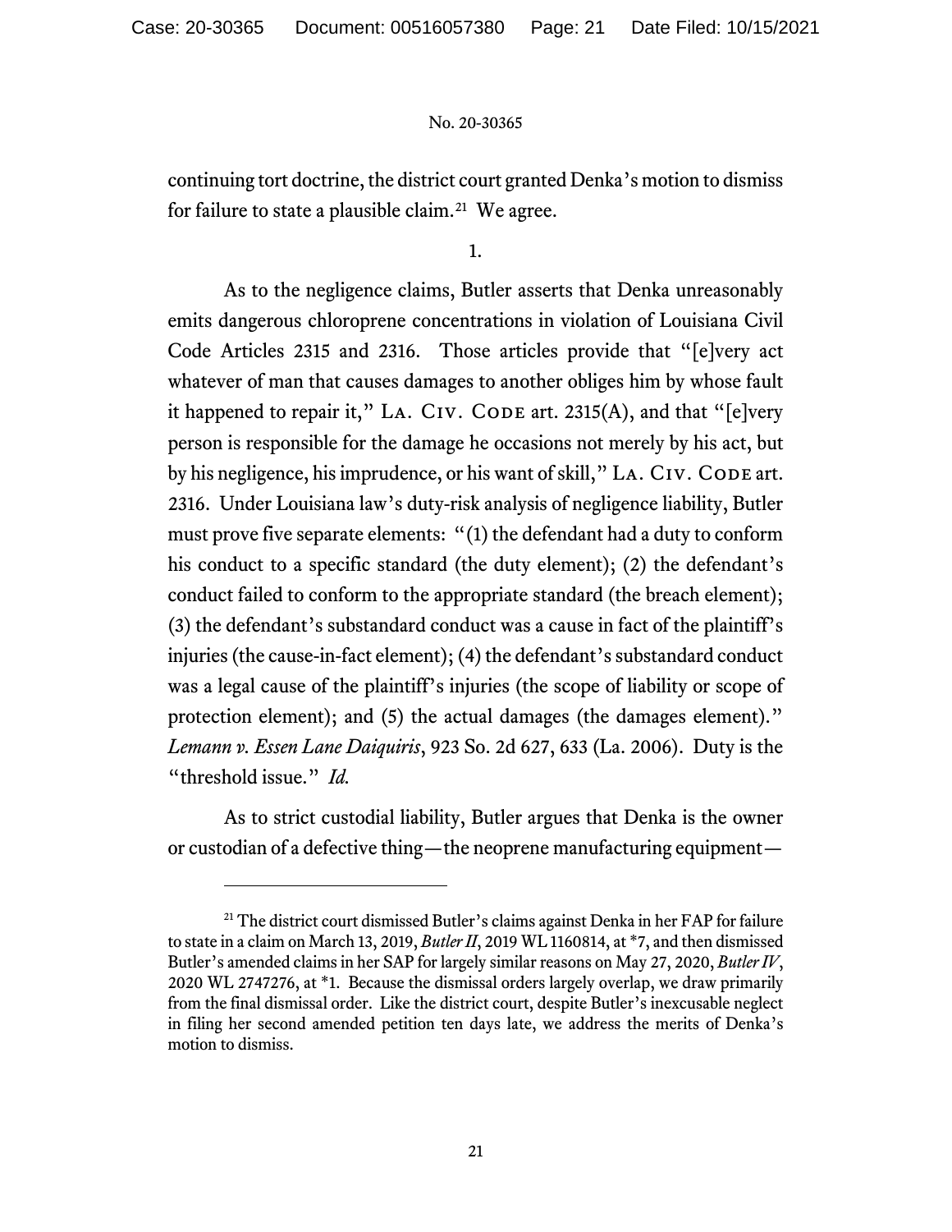continuing tort doctrine, the district court granted Denka's motion to dismiss for failure to state a plausible claim.[21] We agree.

1.

As to the negligence claims, Butler asserts that Denka unreasonably emits dangerous chloroprene concentrations in violation of Louisiana Civil Code Articles 2315 and 2316. Those articles provide that "[e]very act whatever of man that causes damages to another obliges him by whose fault it happened to repair it," LA. CIV. CODE art. 2315(A), and that "[e]very person is responsible for the damage he occasions not merely by his act, but by his negligence, his imprudence, or his want of skill," LA. CIV. CODE art. 2316. Under Louisiana law's duty-risk analysis of negligence liability, Butler must prove five separate elements: "(1) the defendant had a duty to conform his conduct to a specific standard (the duty element); (2) the defendant's conduct failed to conform to the appropriate standard (the breach element); (3) the defendant's substandard conduct was a cause in fact of the plaintiff's injuries (the cause-in-fact element); (4) the defendant's substandard conduct was a legal cause of the plaintiff's injuries (the scope of liability or scope of protection element); and (5) the actual damages (the damages element)." *Lemann v. Essen Lane Daiquiris*, 923 So. 2d 627, 633 (La. 2006). Duty is the "threshold issue." *Id.*

As to strict custodial liability, Butler argues that Denka is the owner or custodian of a defective thing—the neoprene manufacturing equipment—

---

[21] The district court dismissed Butler's claims against Denka in her FAP for failure to state in a claim on March 13, 2019, *Butler II*, 2019 WL 1160814, at *7, and then dismissed Butler's amended claims in her SAP for largely similar reasons on May 27, 2020, *Butler IV*, 2020 WL 2747276, at *1. Because the dismissal orders largely overlap, we draw primarily from the final dismissal order. Like the district court, despite Butler's inexcusable neglect in filing her second amended petition ten days late, we address the merits of Denka's motion to dismiss.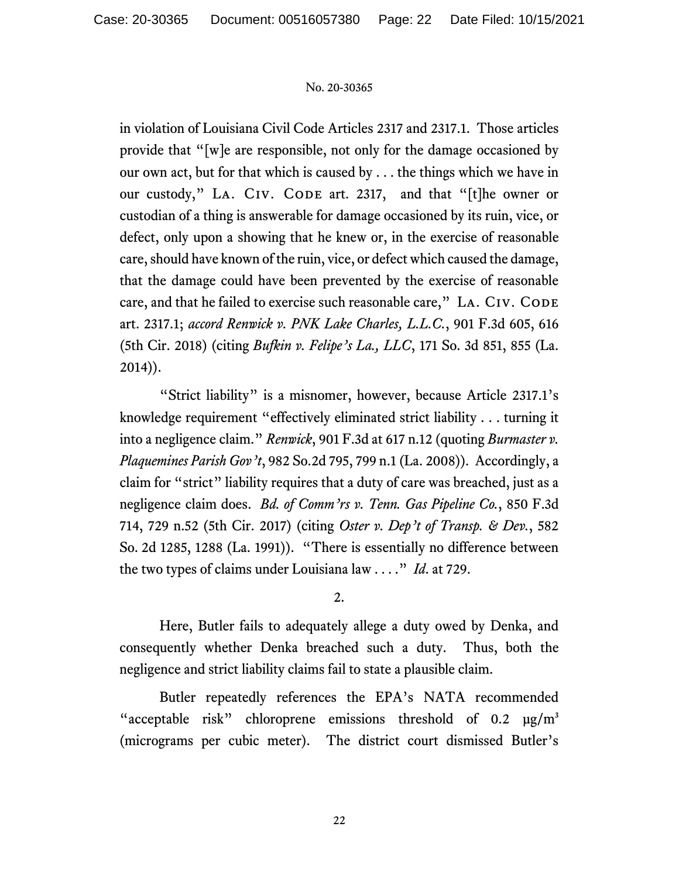in violation of Louisiana Civil Code Articles 2317 and 2317.1. Those articles provide that "[w]e are responsible, not only for the damage occasioned by our own act, but for that which is caused by . . . the things which we have in our custody," LA. CIV. CODE art. 2317, and that "[t]he owner or custodian of a thing is answerable for damage occasioned by its ruin, vice, or defect, only upon a showing that he knew or, in the exercise of reasonable care, should have known of the ruin, vice, or defect which caused the damage, that the damage could have been prevented by the exercise of reasonable care, and that he failed to exercise such reasonable care," LA. CIV. CODE art. 2317.1; *accord Renwick v. PNK Lake Charles, L.L.C.*, 901 F.3d 605, 616 (5th Cir. 2018) (citing *Bufkin v. Felipe's La., LLC*, 171 So. 3d 851, 855 (La. 2014)).

"Strict liability" is a misnomer, however, because Article 2317.1's knowledge requirement "effectively eliminated strict liability . . . turning it into a negligence claim." *Renwick*, 901 F.3d at 617 n.12 (quoting *Burmaster v. Plaquemines Parish Gov't*, 982 So.2d 795, 799 n.1 (La. 2008)). Accordingly, a claim for "strict" liability requires that a duty of care was breached, just as a negligence claim does. *Bd. of Comm'rs v. Tenn. Gas Pipeline Co.*, 850 F.3d 714, 729 n.52 (5th Cir. 2017) (citing *Oster v. Dep't of Transp. & Dev.*, 582 So. 2d 1285, 1288 (La. 1991)). "There is essentially no difference between the two types of claims under Louisiana law . . . ." *Id.* at 729.

2.

Here, Butler fails to adequately allege a duty owed by Denka, and consequently whether Denka breached such a duty. Thus, both the negligence and strict liability claims fail to state a plausible claim.

Butler repeatedly references the EPA's NATA recommended "acceptable risk" chloroprene emissions threshold of 0.2 $\mu g/m^3$ (micrograms per cubic meter). The district court dismissed Butler's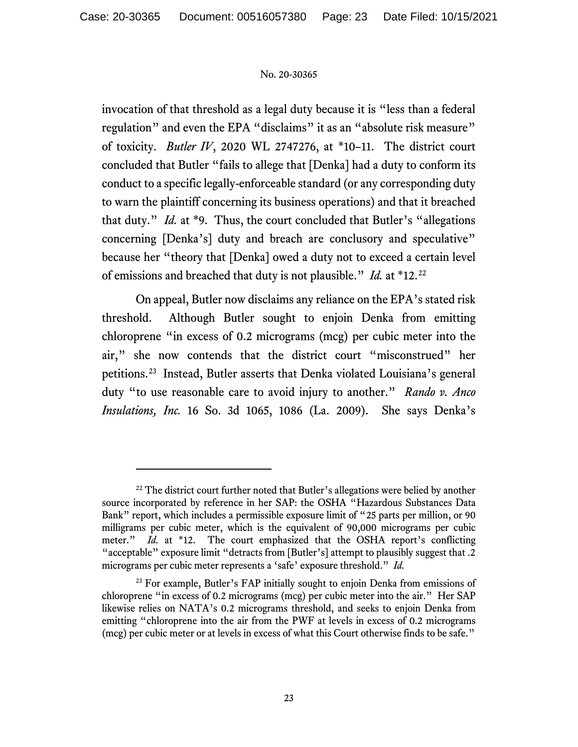invocation of that threshold as a legal duty because it is "less than a federal regulation" and even the EPA "disclaims" it as an "absolute risk measure" of toxicity. *Butler IV*, 2020 WL 2747276, at *10–11. The district court concluded that Butler "fails to allege that [Denka] had a duty to conform its conduct to a specific legally-enforceable standard (or any corresponding duty to warn the plaintiff concerning its business operations) and that it breached that duty." *Id.* at *9. Thus, the court concluded that Butler's "allegations concerning [Denka's] duty and breach are conclusory and speculative" because her "theory that [Denka] owed a duty not to exceed a certain level of emissions and breached that duty is not plausible." *Id.* at *12.[22]

On appeal, Butler now disclaims any reliance on the EPA's stated risk threshold. Although Butler sought to enjoin Denka from emitting chloroprene "in excess of 0.2 micrograms (mcg) per cubic meter into the air," she now contends that the district court "misconstrued" her petitions.[23] Instead, Butler asserts that Denka violated Louisiana's general duty "to use reasonable care to avoid injury to another." *Rando v. Anco Insulations, Inc.* 16 So. 3d 1065, 1086 (La. 2009). She says Denka's

---

[22] The district court further noted that Butler's allegations were belied by another source incorporated by reference in her SAP: the OSHA "Hazardous Substances Data Bank" report, which includes a permissible exposure limit of "25 parts per million, or 90 milligrams per cubic meter, which is the equivalent of 90,000 micrograms per cubic meter." *Id.* at *12. The court emphasized that the OSHA report's conflicting "acceptable" exposure limit "detracts from [Butler's] attempt to plausibly suggest that .2 micrograms per cubic meter represents a 'safe' exposure threshold." *Id.*

[23] For example, Butler's FAP initially sought to enjoin Denka from emissions of chloroprene "in excess of 0.2 micrograms (mcg) per cubic meter into the air." Her SAP likewise relies on NATA's 0.2 micrograms threshold, and seeks to enjoin Denka from emitting "chloroprene into the air from the PWF at levels in excess of 0.2 micrograms (mcg) per cubic meter or at levels in excess of what this Court otherwise finds to be safe."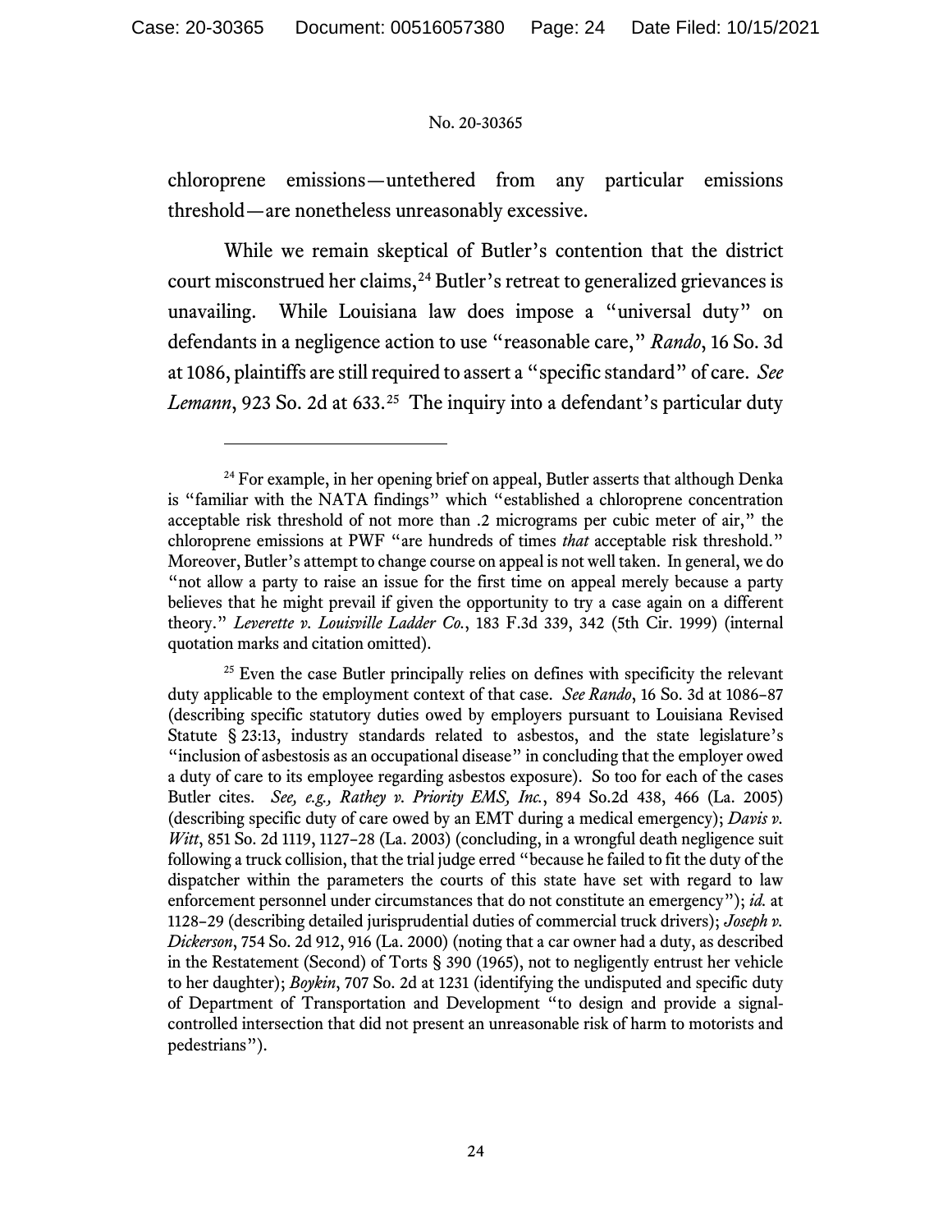chloroprene emissions—untethered from any particular emissions threshold—are nonetheless unreasonably excessive.

While we remain skeptical of Butler's contention that the district court misconstrued her claims,[24] Butler's retreat to generalized grievances is unavailing. While Louisiana law does impose a "universal duty" on defendants in a negligence action to use "reasonable care," *Rando*, 16 So. 3d at 1086, plaintiffs are still required to assert a "specific standard" of care. *See Lemann*, 923 So. 2d at 633.[25] The inquiry into a defendant's particular duty

---

[24] For example, in her opening brief on appeal, Butler asserts that although Denka is "familiar with the NATA findings" which "established a chloroprene concentration acceptable risk threshold of not more than .2 micrograms per cubic meter of air," the chloroprene emissions at PWF "are hundreds of times *that* acceptable risk threshold." Moreover, Butler's attempt to change course on appeal is not well taken. In general, we do "not allow a party to raise an issue for the first time on appeal merely because a party believes that he might prevail if given the opportunity to try a case again on a different theory." *Leverette v. Louisville Ladder Co.*, 183 F.3d 339, 342 (5th Cir. 1999) (internal quotation marks and citation omitted).

[25] Even the case Butler principally relies on defines with specificity the relevant duty applicable to the employment context of that case. *See Rando*, 16 So. 3d at 1086–87 (describing specific statutory duties owed by employers pursuant to Louisiana Revised Statute § 23:13, industry standards related to asbestos, and the state legislature's "inclusion of asbestosis as an occupational disease" in concluding that the employer owed a duty of care to its employee regarding asbestos exposure). So too for each of the cases Butler cites. *See, e.g., Rathey v. Priority EMS, Inc.*, 894 So.2d 438, 466 (La. 2005) (describing specific duty of care owed by an EMT during a medical emergency); *Davis v. Witt*, 851 So. 2d 1119, 1127–28 (La. 2003) (concluding, in a wrongful death negligence suit following a truck collision, that the trial judge erred "because he failed to fit the duty of the dispatcher within the parameters the courts of this state have set with regard to law enforcement personnel under circumstances that do not constitute an emergency"); *id.* at 1128–29 (describing detailed jurisprudential duties of commercial truck drivers); *Joseph v. Dickerson*, 754 So. 2d 912, 916 (La. 2000) (noting that a car owner had a duty, as described in the Restatement (Second) of Torts § 390 (1965), not to negligently entrust her vehicle to her daughter); *Boykin*, 707 So. 2d at 1231 (identifying the undisputed and specific duty of Department of Transportation and Development "to design and provide a signal-controlled intersection that did not present an unreasonable risk of harm to motorists and pedestrians").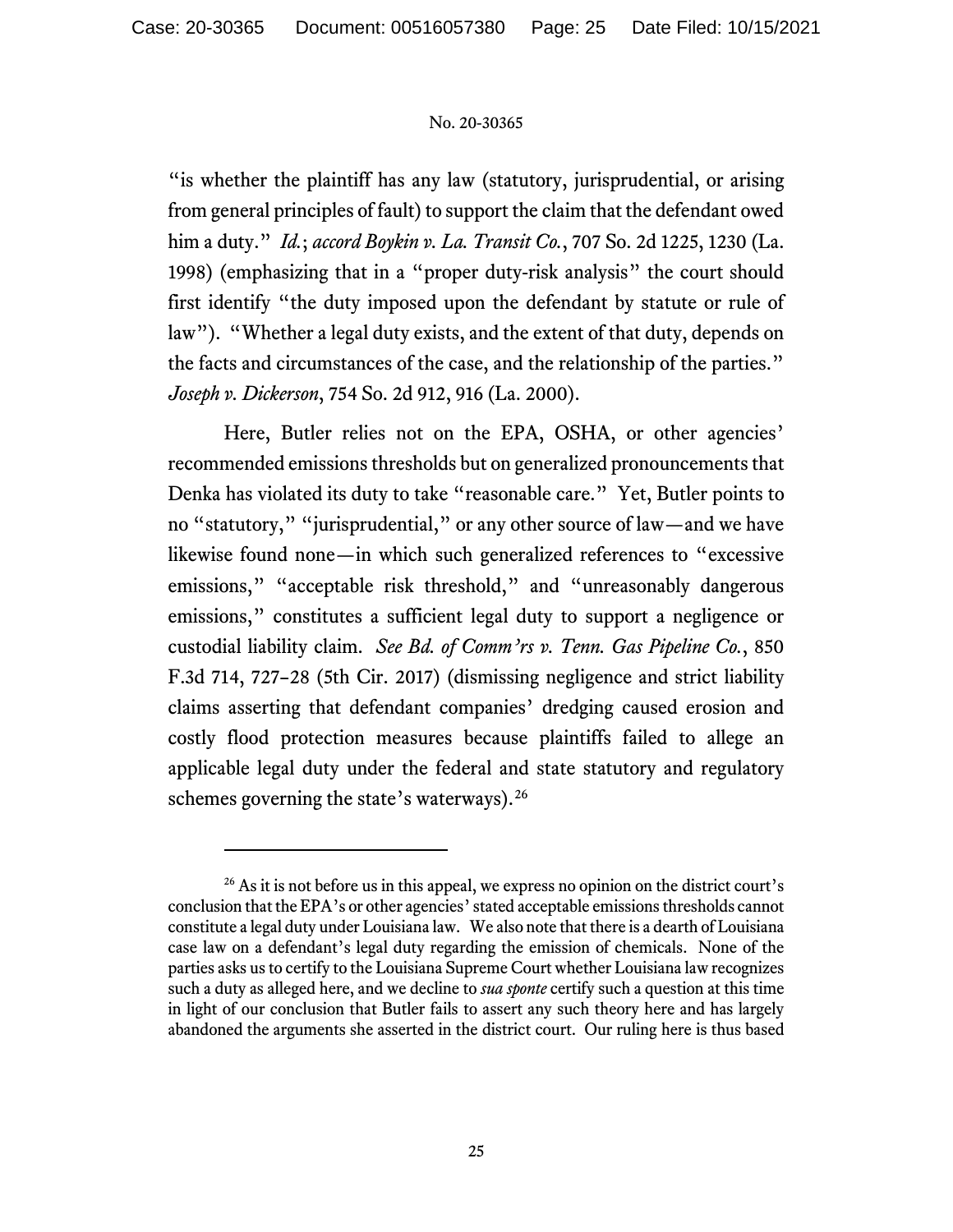"is whether the plaintiff has any law (statutory, jurisprudential, or arising from general principles of fault) to support the claim that the defendant owed him a duty." *Id.*; *accord Boykin v. La. Transit Co.*, 707 So. 2d 1225, 1230 (La. 1998) (emphasizing that in a "proper duty-risk analysis" the court should first identify "the duty imposed upon the defendant by statute or rule of law"). "Whether a legal duty exists, and the extent of that duty, depends on the facts and circumstances of the case, and the relationship of the parties." *Joseph v. Dickerson*, 754 So. 2d 912, 916 (La. 2000).

Here, Butler relies not on the EPA, OSHA, or other agencies' recommended emissions thresholds but on generalized pronouncements that Denka has violated its duty to take "reasonable care." Yet, Butler points to no "statutory," "jurisprudential," or any other source of law—and we have likewise found none—in which such generalized references to "excessive emissions," "acceptable risk threshold," and "unreasonably dangerous emissions," constitutes a sufficient legal duty to support a negligence or custodial liability claim. *See Bd. of Comm'rs v. Tenn. Gas Pipeline Co.*, 850 F.3d 714, 727–28 (5th Cir. 2017) (dismissing negligence and strict liability claims asserting that defendant companies' dredging caused erosion and costly flood protection measures because plaintiffs failed to allege an applicable legal duty under the federal and state statutory and regulatory schemes governing the state's waterways).[26]

---

[26] As it is not before us in this appeal, we express no opinion on the district court's conclusion that the EPA's or other agencies' stated acceptable emissions thresholds cannot constitute a legal duty under Louisiana law. We also note that there is a dearth of Louisiana case law on a defendant's legal duty regarding the emission of chemicals. None of the parties asks us to certify to the Louisiana Supreme Court whether Louisiana law recognizes such a duty as alleged here, and we decline to *sua sponte* certify such a question at this time in light of our conclusion that Butler fails to assert any such theory here and has largely abandoned the arguments she asserted in the district court. Our ruling here is thus based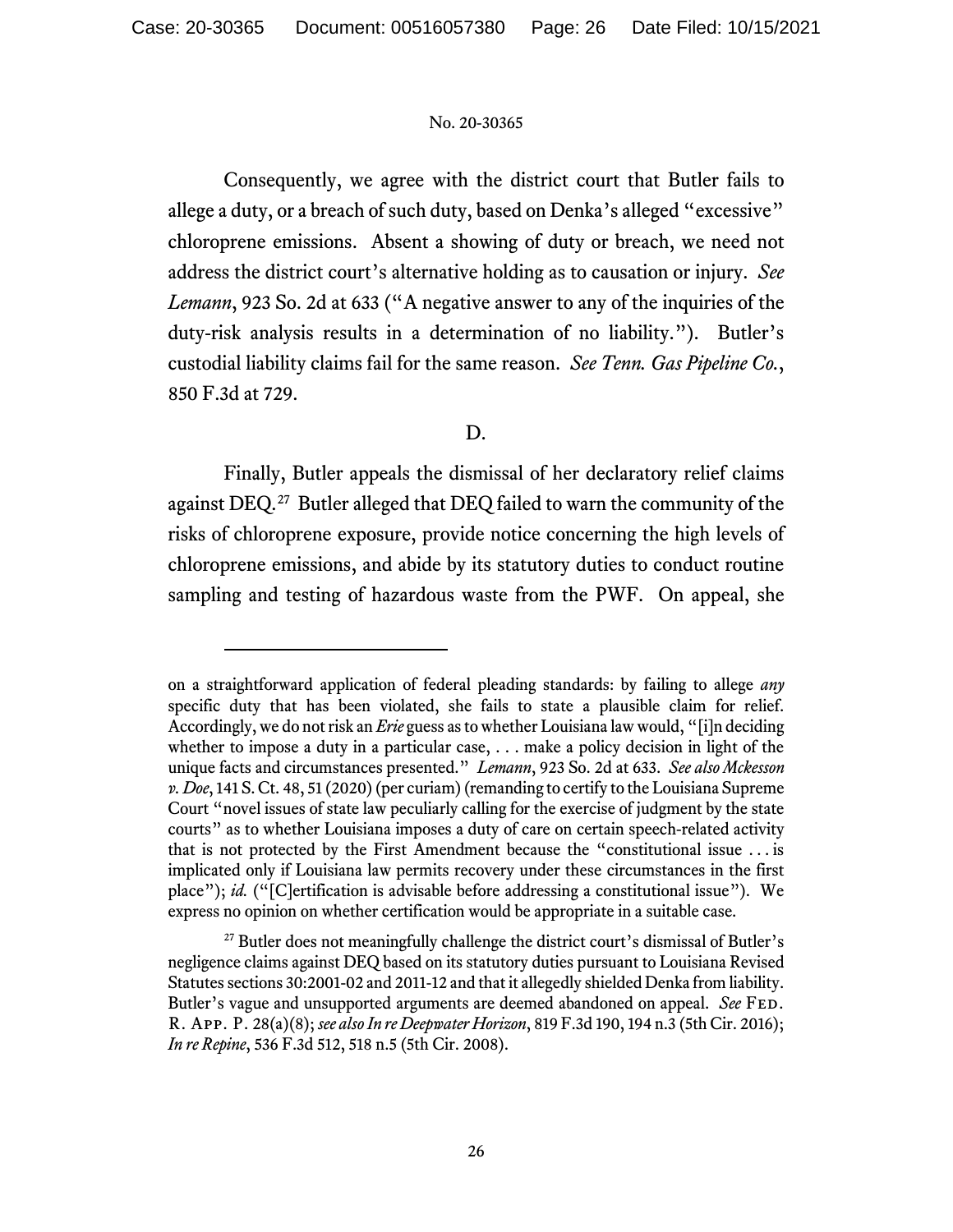Consequently, we agree with the district court that Butler fails to allege a duty, or a breach of such duty, based on Denka's alleged "excessive" chloroprene emissions. Absent a showing of duty or breach, we need not address the district court's alternative holding as to causation or injury. *See Lemann*, 923 So. 2d at 633 ("A negative answer to any of the inquiries of the duty-risk analysis results in a determination of no liability."). Butler's custodial liability claims fail for the same reason. *See Tenn. Gas Pipeline Co.*, 850 F.3d at 729.

D.

Finally, Butler appeals the dismissal of her declaratory relief claims against DEQ.[27] Butler alleged that DEQ failed to warn the community of the risks of chloroprene exposure, provide notice concerning the high levels of chloroprene emissions, and abide by its statutory duties to conduct routine sampling and testing of hazardous waste from the PWF. On appeal, she

---

on a straightforward application of federal pleading standards: by failing to allege *any* specific duty that has been violated, she fails to state a plausible claim for relief. Accordingly, we do not risk an *Erie* guess as to whether Louisiana law would, "[i]n deciding whether to impose a duty in a particular case, . . . make a policy decision in light of the unique facts and circumstances presented." *Lemann*, 923 So. 2d at 633. *See also Mckesson v. Doe*, 141 S. Ct. 48, 51 (2020) (per curiam) (remanding to certify to the Louisiana Supreme Court "novel issues of state law peculiarly calling for the exercise of judgment by the state courts" as to whether Louisiana imposes a duty of care on certain speech-related activity that is not protected by the First Amendment because the "constitutional issue . . . is implicated only if Louisiana law permits recovery under these circumstances in the first place"); *id.* ("[C]ertification is advisable before addressing a constitutional issue"). We express no opinion on whether certification would be appropriate in a suitable case.

[27] Butler does not meaningfully challenge the district court's dismissal of Butler's negligence claims against DEQ based on its statutory duties pursuant to Louisiana Revised Statutes sections 30:2001-02 and 2011-12 and that it allegedly shielded Denka from liability. Butler's vague and unsupported arguments are deemed abandoned on appeal. *See* FED. R. APP. P. 28(a)(8); *see also In re Deepwater Horizon*, 819 F.3d 190, 194 n.3 (5th Cir. 2016); *In re Repine*, 536 F.3d 512, 518 n.5 (5th Cir. 2008).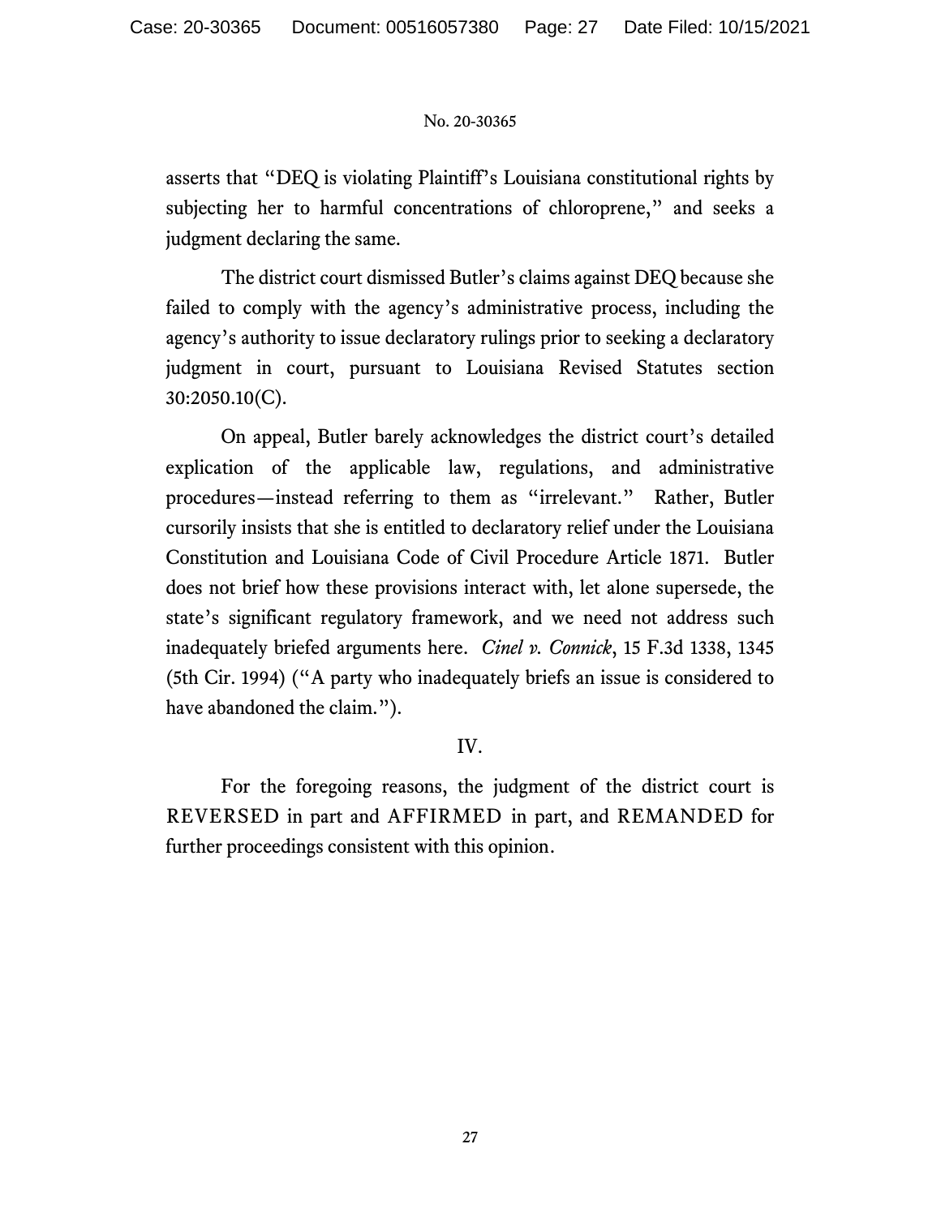asserts that "DEQ is violating Plaintiff's Louisiana constitutional rights by subjecting her to harmful concentrations of chloroprene," and seeks a judgment declaring the same.

The district court dismissed Butler's claims against DEQ because she failed to comply with the agency's administrative process, including the agency's authority to issue declaratory rulings prior to seeking a declaratory judgment in court, pursuant to Louisiana Revised Statutes section 30:2050.10(C).

On appeal, Butler barely acknowledges the district court's detailed explication of the applicable law, regulations, and administrative procedures—instead referring to them as "irrelevant." Rather, Butler cursorily insists that she is entitled to declaratory relief under the Louisiana Constitution and Louisiana Code of Civil Procedure Article 1871. Butler does not brief how these provisions interact with, let alone supersede, the state's significant regulatory framework, and we need not address such inadequately briefed arguments here. *Cinel v. Connick*, 15 F.3d 1338, 1345 (5th Cir. 1994) ("A party who inadequately briefs an issue is considered to have abandoned the claim.").

IV.

For the foregoing reasons, the judgment of the district court is REVERSED in part and AFFIRMED in part, and REMANDED for further proceedings consistent with this opinion.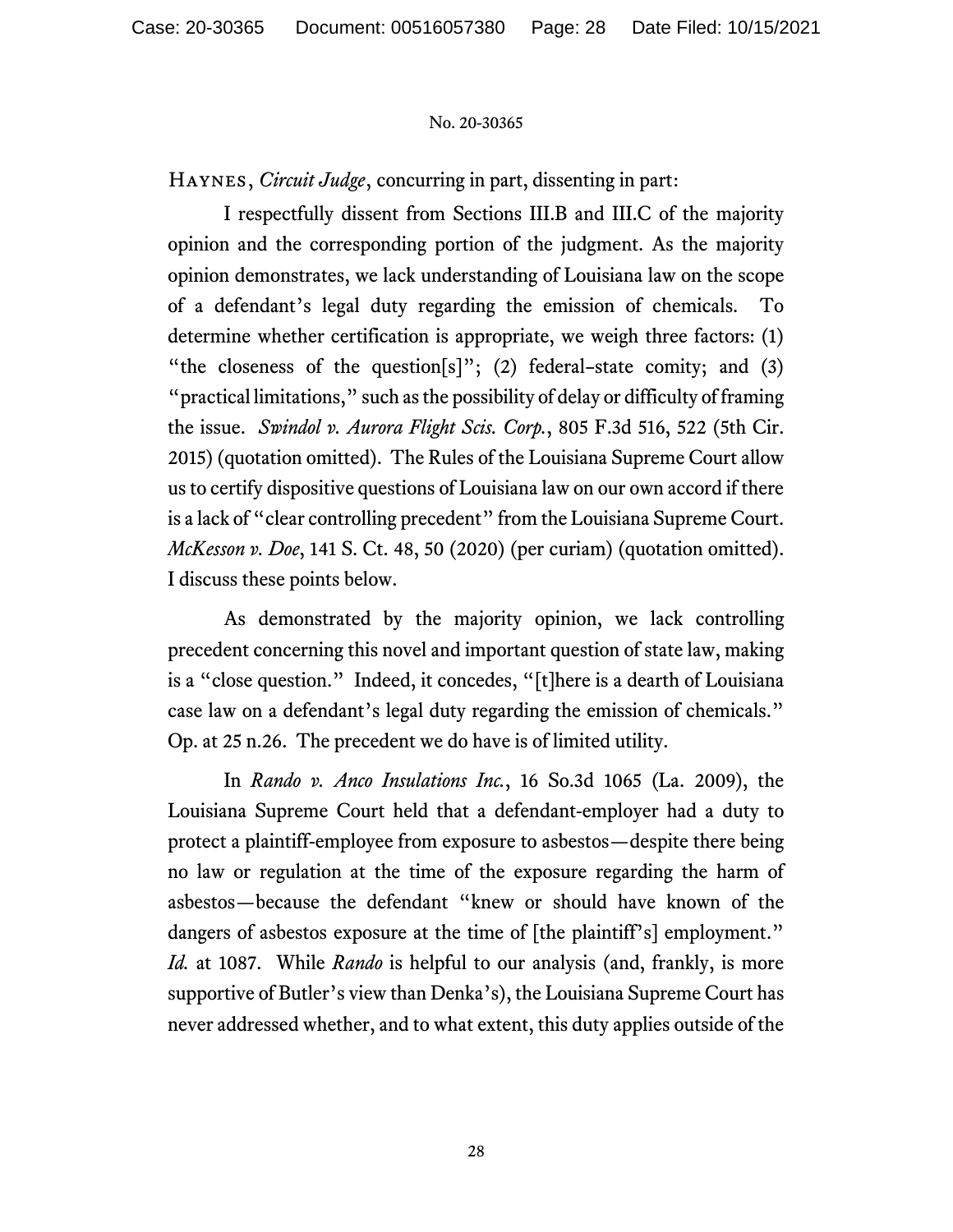No. 20-30365

HAYNES, *Circuit Judge*, concurring in part, dissenting in part:

I respectfully dissent from Sections III.B and III.C of the majority opinion and the corresponding portion of the judgment. As the majority opinion demonstrates, we lack understanding of Louisiana law on the scope of a defendant's legal duty regarding the emission of chemicals. To determine whether certification is appropriate, we weigh three factors: (1) "the closeness of the question[s]"; (2) federal–state comity; and (3) "practical limitations," such as the possibility of delay or difficulty of framing the issue. *Swindol v. Aurora Flight Scis. Corp.*, 805 F.3d 516, 522 (5th Cir. 2015) (quotation omitted). The Rules of the Louisiana Supreme Court allow us to certify dispositive questions of Louisiana law on our own accord if there is a lack of "clear controlling precedent" from the Louisiana Supreme Court. *McKesson v. Doe*, 141 S. Ct. 48, 50 (2020) (per curiam) (quotation omitted). I discuss these points below.

As demonstrated by the majority opinion, we lack controlling precedent concerning this novel and important question of state law, making is a "close question." Indeed, it concedes, "[t]here is a dearth of Louisiana case law on a defendant's legal duty regarding the emission of chemicals." Op. at 25 n.26. The precedent we do have is of limited utility.

In *Rando v. Anco Insulations Inc.*, 16 So.3d 1065 (La. 2009), the Louisiana Supreme Court held that a defendant-employer had a duty to protect a plaintiff-employee from exposure to asbestos—despite there being no law or regulation at the time of the exposure regarding the harm of asbestos—because the defendant "knew or should have known of the dangers of asbestos exposure at the time of [the plaintiff's] employment." *Id.* at 1087. While *Rando* is helpful to our analysis (and, frankly, is more supportive of Butler's view than Denka's), the Louisiana Supreme Court has never addressed whether, and to what extent, this duty applies outside of the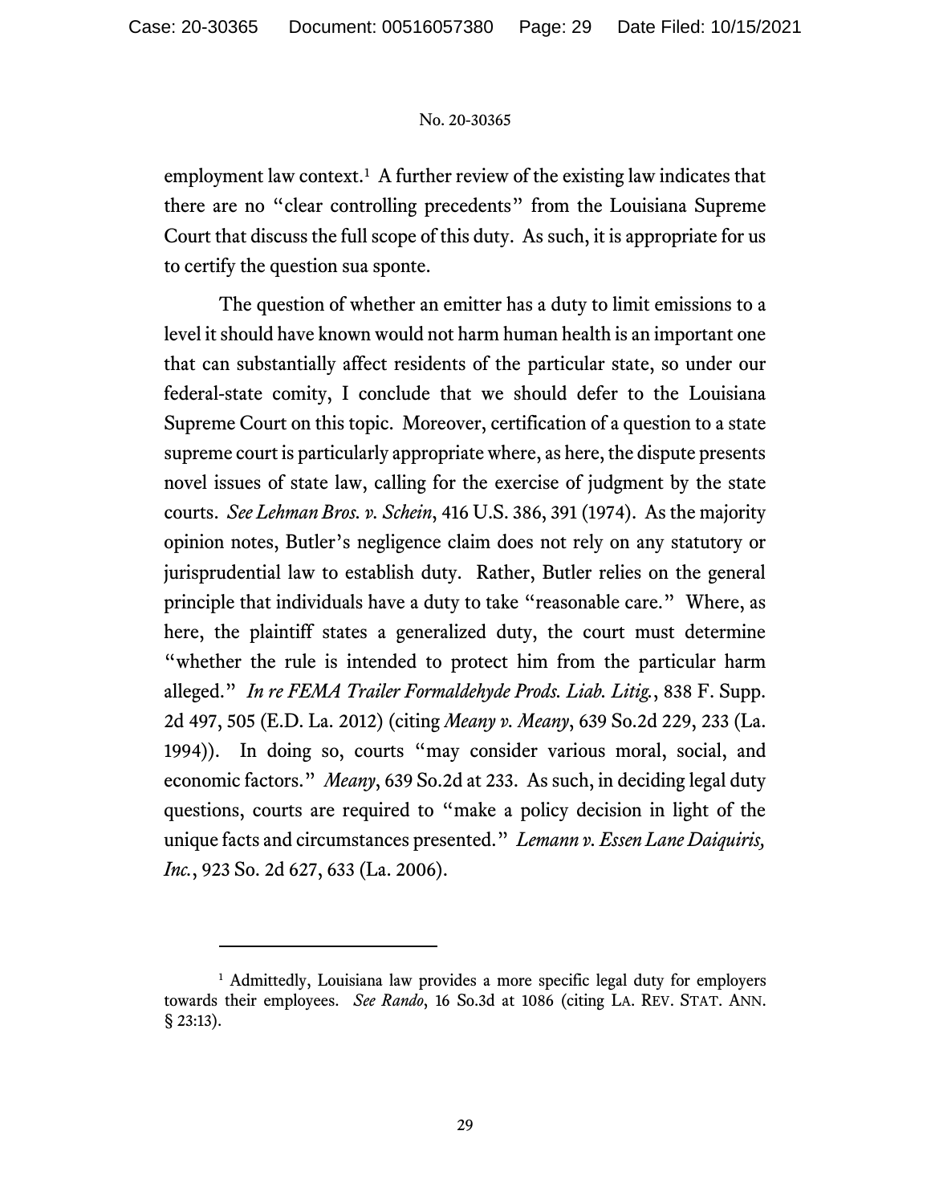employment law context.[1] A further review of the existing law indicates that there are no "clear controlling precedents" from the Louisiana Supreme Court that discuss the full scope of this duty. As such, it is appropriate for us to certify the question sua sponte.

The question of whether an emitter has a duty to limit emissions to a level it should have known would not harm human health is an important one that can substantially affect residents of the particular state, so under our federal-state comity, I conclude that we should defer to the Louisiana Supreme Court on this topic. Moreover, certification of a question to a state supreme court is particularly appropriate where, as here, the dispute presents novel issues of state law, calling for the exercise of judgment by the state courts. *See Lehman Bros. v. Schein*, 416 U.S. 386, 391 (1974). As the majority opinion notes, Butler's negligence claim does not rely on any statutory or jurisprudential law to establish duty. Rather, Butler relies on the general principle that individuals have a duty to take "reasonable care." Where, as here, the plaintiff states a generalized duty, the court must determine "whether the rule is intended to protect him from the particular harm alleged." *In re FEMA Trailer Formaldehyde Prods. Liab. Litig.*, 838 F. Supp. 2d 497, 505 (E.D. La. 2012) (citing *Meany v. Meany*, 639 So.2d 229, 233 (La. 1994)). In doing so, courts "may consider various moral, social, and economic factors." *Meany*, 639 So.2d at 233. As such, in deciding legal duty questions, courts are required to "make a policy decision in light of the unique facts and circumstances presented." *Lemann v. Essen Lane Daiquiris, Inc.*, 923 So. 2d 627, 633 (La. 2006).

---

[1] Admittedly, Louisiana law provides a more specific legal duty for employers towards their employees. *See Rando*, 16 So.3d at 1086 (citing LA. REV. STAT. ANN. § 23:13).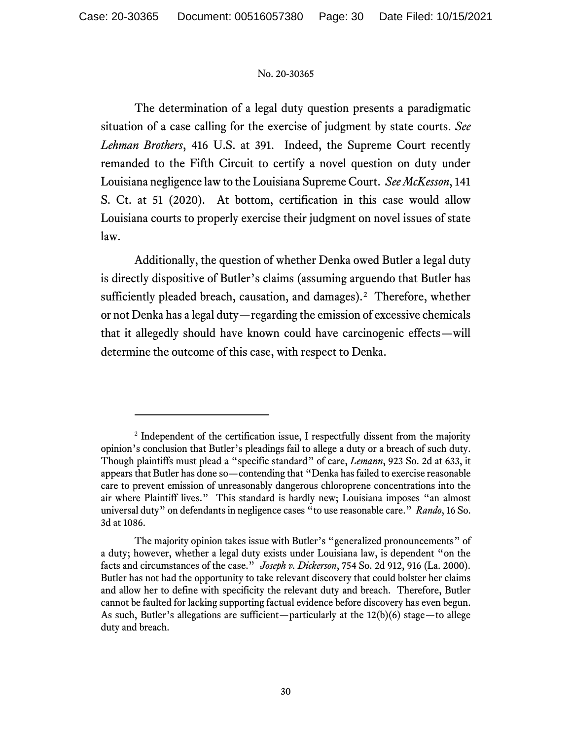The determination of a legal duty question presents a paradigmatic situation of a case calling for the exercise of judgment by state courts. *See Lehman Brothers*, 416 U.S. at 391. Indeed, the Supreme Court recently remanded to the Fifth Circuit to certify a novel question on duty under Louisiana negligence law to the Louisiana Supreme Court. *See McKesson*, 141 S. Ct. at 51 (2020). At bottom, certification in this case would allow Louisiana courts to properly exercise their judgment on novel issues of state law.

Additionally, the question of whether Denka owed Butler a legal duty is directly dispositive of Butler's claims (assuming arguendo that Butler has sufficiently pleaded breach, causation, and damages).[2] Therefore, whether or not Denka has a legal duty—regarding the emission of excessive chemicals that it allegedly should have known could have carcinogenic effects—will determine the outcome of this case, with respect to Denka.

---

[2] Independent of the certification issue, I respectfully dissent from the majority opinion's conclusion that Butler's pleadings fail to allege a duty or a breach of such duty. Though plaintiffs must plead a "specific standard" of care, *Lemann*, 923 So. 2d at 633, it appears that Butler has done so—contending that "Denka has failed to exercise reasonable care to prevent emission of unreasonably dangerous chloroprene concentrations into the air where Plaintiff lives." This standard is hardly new; Louisiana imposes "an almost universal duty" on defendants in negligence cases "to use reasonable care." *Rando*, 16 So. 3d at 1086.

The majority opinion takes issue with Butler's "generalized pronouncements" of a duty; however, whether a legal duty exists under Louisiana law, is dependent "on the facts and circumstances of the case." *Joseph v. Dickerson*, 754 So. 2d 912, 916 (La. 2000). Butler has not had the opportunity to take relevant discovery that could bolster her claims and allow her to define with specificity the relevant duty and breach. Therefore, Butler cannot be faulted for lacking supporting factual evidence before discovery has even begun. As such, Butler's allegations are sufficient—particularly at the 12(b)(6) stage—to allege duty and breach.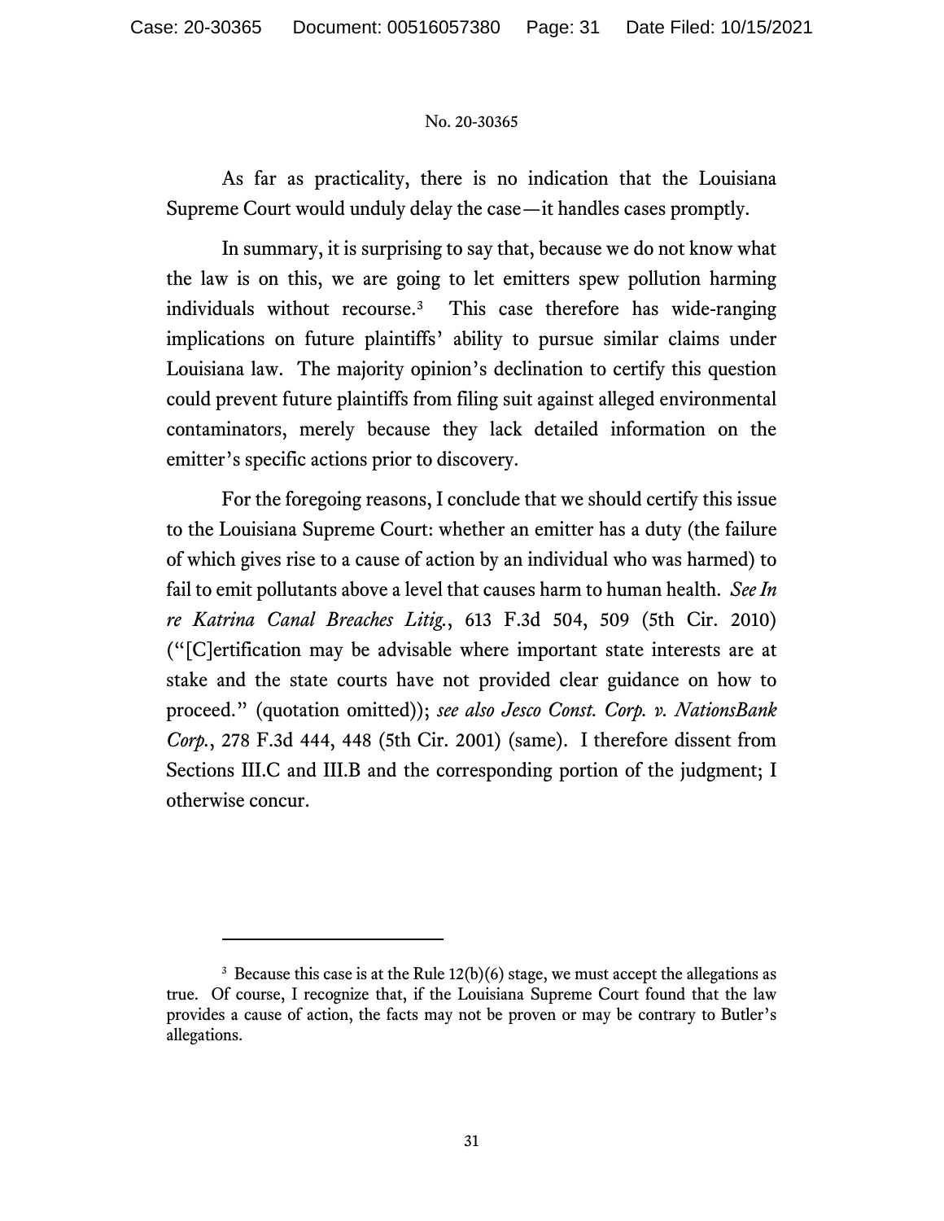As far as practicality, there is no indication that the Louisiana Supreme Court would unduly delay the case—it handles cases promptly.

In summary, it is surprising to say that, because we do not know what the law is on this, we are going to let emitters spew pollution harming individuals without recourse.[3] This case therefore has wide-ranging implications on future plaintiffs' ability to pursue similar claims under Louisiana law. The majority opinion's declination to certify this question could prevent future plaintiffs from filing suit against alleged environmental contaminators, merely because they lack detailed information on the emitter's specific actions prior to discovery.

For the foregoing reasons, I conclude that we should certify this issue to the Louisiana Supreme Court: whether an emitter has a duty (the failure of which gives rise to a cause of action by an individual who was harmed) to fail to emit pollutants above a level that causes harm to human health. *See In re Katrina Canal Breaches Litig.*, 613 F.3d 504, 509 (5th Cir. 2010) ("[C]ertification may be advisable where important state interests are at stake and the state courts have not provided clear guidance on how to proceed." (quotation omitted)); *see also Jesco Const. Corp. v. NationsBank Corp.*, 278 F.3d 444, 448 (5th Cir. 2001) (same). I therefore dissent from Sections III.C and III.B and the corresponding portion of the judgment; I otherwise concur.

---

[3] Because this case is at the Rule 12(b)(6) stage, we must accept the allegations as true. Of course, I recognize that, if the Louisiana Supreme Court found that the law provides a cause of action, the facts may not be proven or may be contrary to Butler's allegations.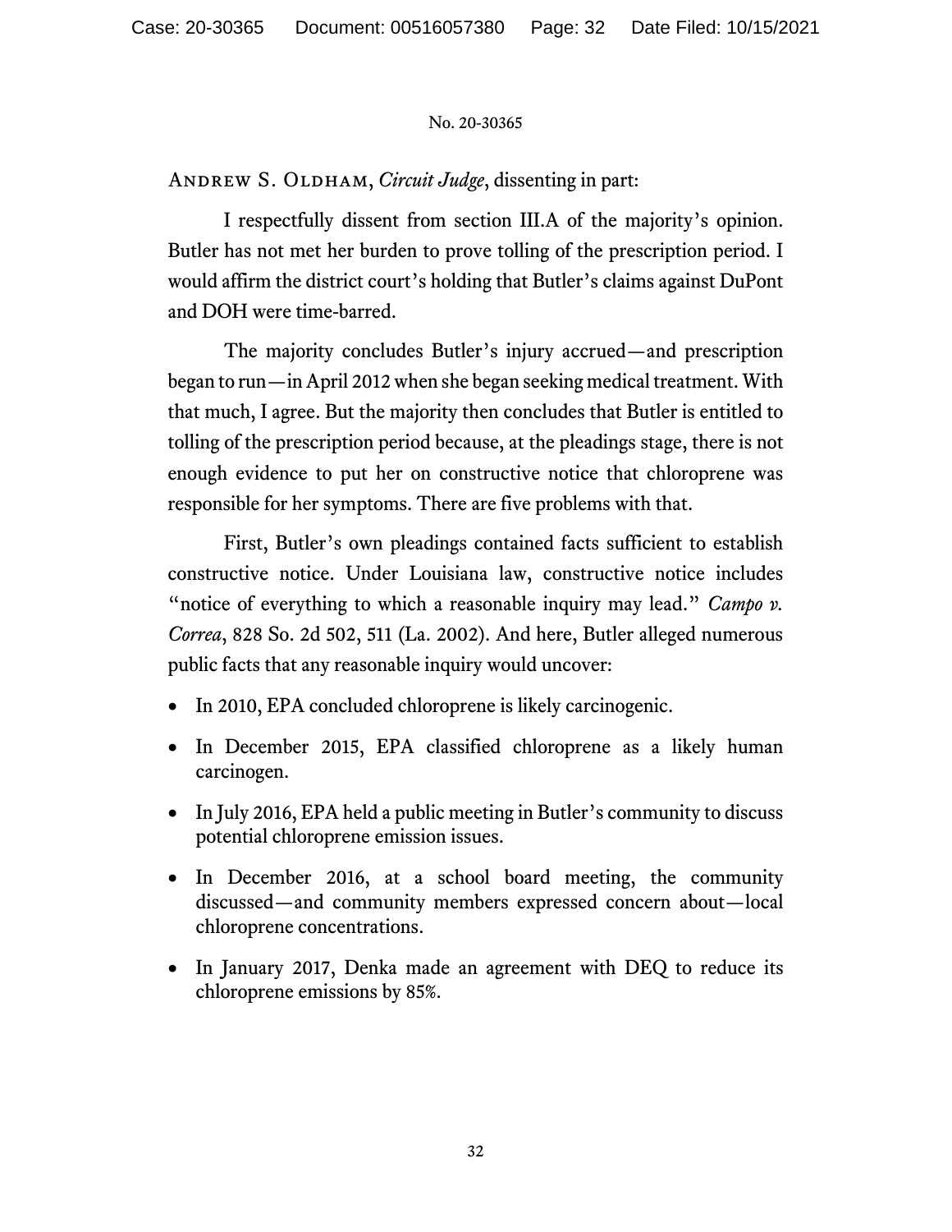Andrew S. Oldham, *Circuit Judge*, dissenting in part:

I respectfully dissent from section III.A of the majority's opinion. Butler has not met her burden to prove tolling of the prescription period. I would affirm the district court's holding that Butler's claims against DuPont and DOH were time-barred.

The majority concludes Butler's injury accrued—and prescription began to run—in April 2012 when she began seeking medical treatment. With that much, I agree. But the majority then concludes that Butler is entitled to tolling of the prescription period because, at the pleadings stage, there is not enough evidence to put her on constructive notice that chloroprene was responsible for her symptoms. There are five problems with that.

First, Butler's own pleadings contained facts sufficient to establish constructive notice. Under Louisiana law, constructive notice includes "notice of everything to which a reasonable inquiry may lead." *Campo v. Correa*, 828 So. 2d 502, 511 (La. 2002). And here, Butler alleged numerous public facts that any reasonable inquiry would uncover:

- In 2010, EPA concluded chloroprene is likely carcinogenic.
- In December 2015, EPA classified chloroprene as a likely human carcinogen.
- In July 2016, EPA held a public meeting in Butler's community to discuss potential chloroprene emission issues.
- In December 2016, at a school board meeting, the community discussed—and community members expressed concern about—local chloroprene concentrations.
- In January 2017, Denka made an agreement with DEQ to reduce its chloroprene emissions by 85%.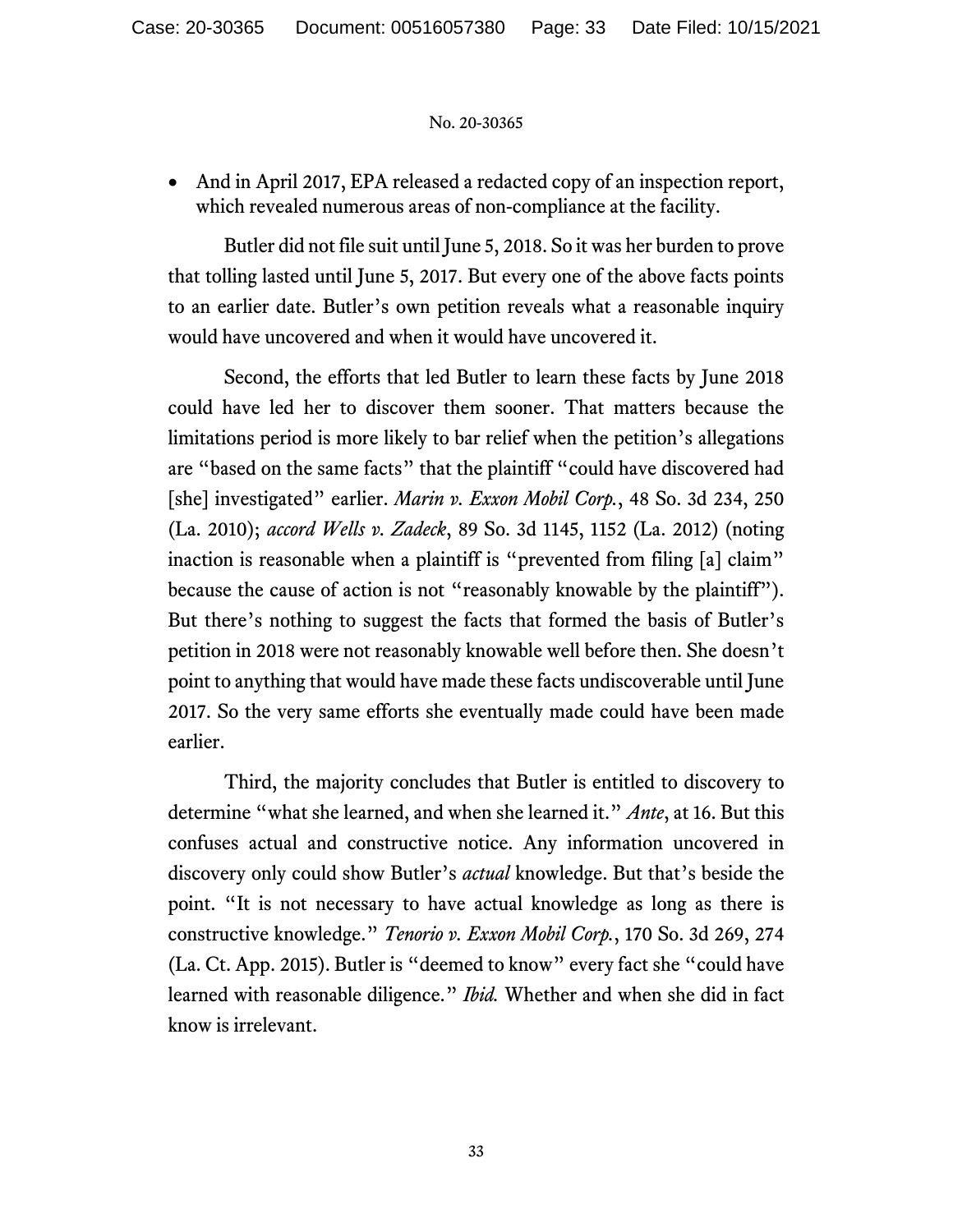- And in April 2017, EPA released a redacted copy of an inspection report, which revealed numerous areas of non-compliance at the facility.

Butler did not file suit until June 5, 2018. So it was her burden to prove that tolling lasted until June 5, 2017. But every one of the above facts points to an earlier date. Butler's own petition reveals what a reasonable inquiry would have uncovered and when it would have uncovered it.

Second, the efforts that led Butler to learn these facts by June 2018 could have led her to discover them sooner. That matters because the limitations period is more likely to bar relief when the petition's allegations are "based on the same facts" that the plaintiff "could have discovered had [she] investigated" earlier. *Marin v. Exxon Mobil Corp.*, 48 So. 3d 234, 250 (La. 2010); *accord Wells v. Zadeck*, 89 So. 3d 1145, 1152 (La. 2012) (noting inaction is reasonable when a plaintiff is "prevented from filing [a] claim" because the cause of action is not "reasonably knowable by the plaintiff"). But there's nothing to suggest the facts that formed the basis of Butler's petition in 2018 were not reasonably knowable well before then. She doesn't point to anything that would have made these facts undiscoverable until June 2017. So the very same efforts she eventually made could have been made earlier.

Third, the majority concludes that Butler is entitled to discovery to determine "what she learned, and when she learned it." *Ante*, at 16. But this confuses actual and constructive notice. Any information uncovered in discovery only could show Butler's *actual* knowledge. But that's beside the point. "It is not necessary to have actual knowledge as long as there is constructive knowledge." *Tenorio v. Exxon Mobil Corp.*, 170 So. 3d 269, 274 (La. Ct. App. 2015). Butler is "deemed to know" every fact she "could have learned with reasonable diligence." *Ibid.* Whether and when she did in fact know is irrelevant.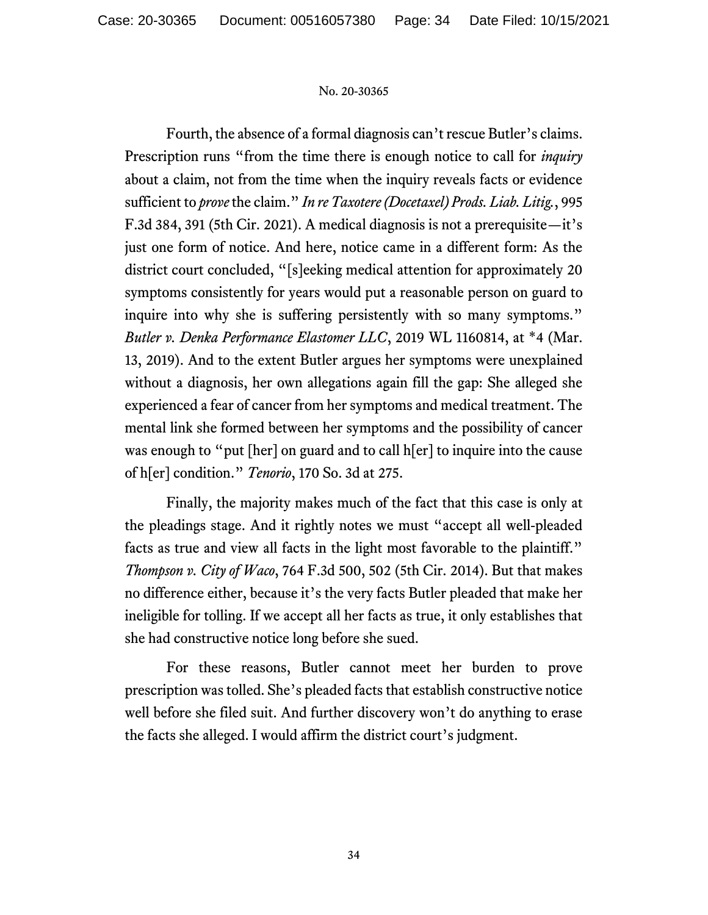Fourth, the absence of a formal diagnosis can't rescue Butler's claims. Prescription runs "from the time there is enough notice to call for *inquiry* about a claim, not from the time when the inquiry reveals facts or evidence sufficient to *prove* the claim." *In re Taxotere (Docetaxel) Prods. Liab. Litig.*, 995 F.3d 384, 391 (5th Cir. 2021). A medical diagnosis is not a prerequisite—it's just one form of notice. And here, notice came in a different form: As the district court concluded, "[s]eeking medical attention for approximately 20 symptoms consistently for years would put a reasonable person on guard to inquire into why she is suffering persistently with so many symptoms." *Butler v. Denka Performance Elastomer LLC*, 2019 WL 1160814, at *4 (Mar. 13, 2019). And to the extent Butler argues her symptoms were unexplained without a diagnosis, her own allegations again fill the gap: She alleged she experienced a fear of cancer from her symptoms and medical treatment. The mental link she formed between her symptoms and the possibility of cancer was enough to "put [her] on guard and to call h[er] to inquire into the cause of h[er] condition." *Tenorio*, 170 So. 3d at 275.

Finally, the majority makes much of the fact that this case is only at the pleadings stage. And it rightly notes we must "accept all well-pleaded facts as true and view all facts in the light most favorable to the plaintiff." *Thompson v. City of Waco*, 764 F.3d 500, 502 (5th Cir. 2014). But that makes no difference either, because it's the very facts Butler pleaded that make her ineligible for tolling. If we accept all her facts as true, it only establishes that she had constructive notice long before she sued.

For these reasons, Butler cannot meet her burden to prove prescription was tolled. She's pleaded facts that establish constructive notice well before she filed suit. And further discovery won't do anything to erase the facts she alleged. I would affirm the district court's judgment.